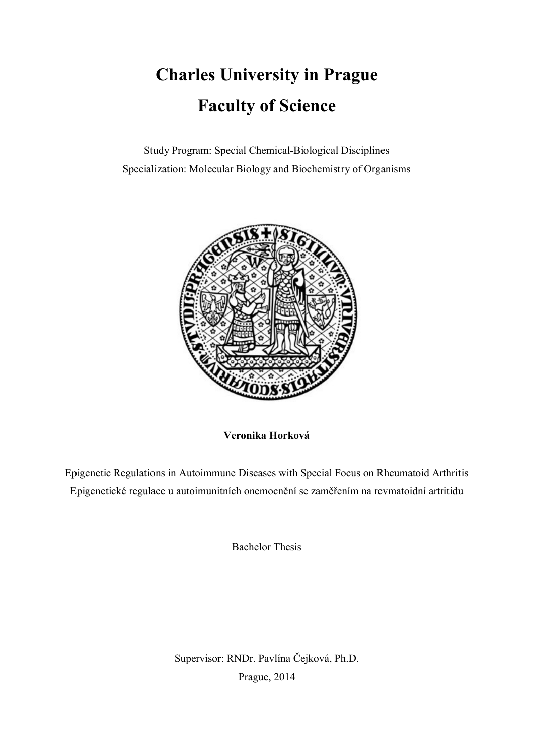# Charles University in Prague

# Faculty of Science

Study Program: Special Chemical-Biological Disciplines

Specialization: Molecular Biology and Biochemistry of Organisms

**Veronika Horková**

Epigenetic Regulations in Autoimmune Diseases with Special Focus on Rheumatoid Arthritis

Epigenetické regulace u autoimunitních onemocnění se zaměřením na revmatoidní artritidu

Bachelor Thesis

Supervisor: RNDr. Pavlína Čejková, Ph.D.

Prague, 2014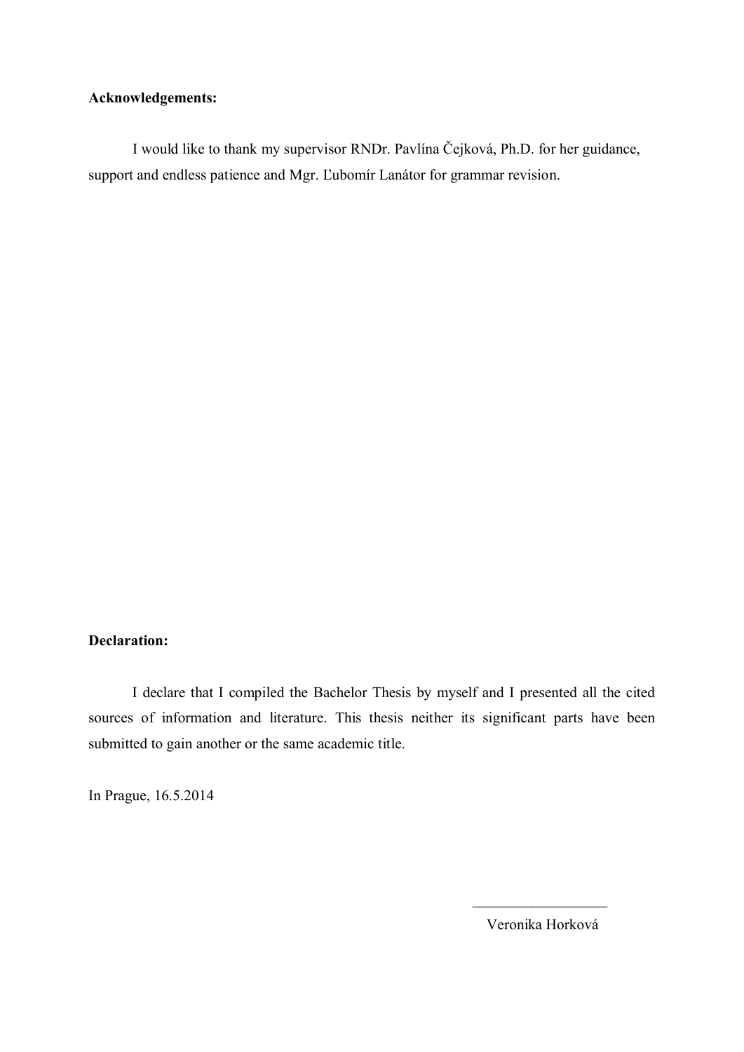**Acknowledgements:**

I would like to thank my supervisor RNDr. Pavlína Čejková, Ph.D. for her guidance, support and endless patience and Mgr. Ľubomír Lanátor for grammar revision.

**Declaration:**

I declare that I compiled the Bachelor Thesis by myself and I presented all the cited sources of information and literature. This thesis neither its significant parts have been submitted to gain another or the same academic title.

In Prague, 16.5.2014

___________________

Veronika Horková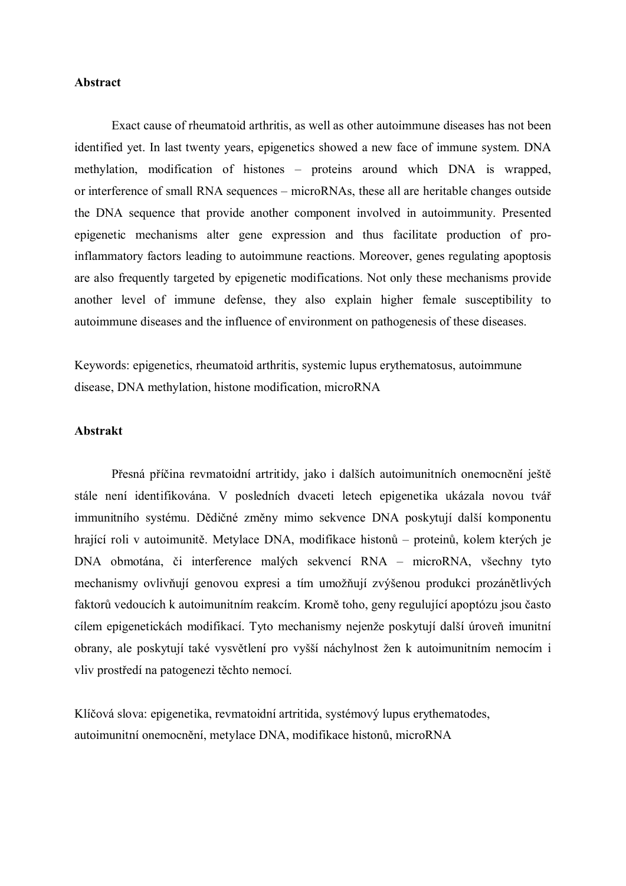## Abstract

Exact cause of rheumatoid arthritis, as well as other autoimmune diseases has not been identified yet. In last twenty years, epigenetics showed a new face of immune system. DNA methylation, modification of histones – proteins around which DNA is wrapped, or interference of small RNA sequences – microRNAs, these all are heritable changes outside the DNA sequence that provide another component involved in autoimmunity. Presented epigenetic mechanisms alter gene expression and thus facilitate production of pro-inflammatory factors leading to autoimmune reactions. Moreover, genes regulating apoptosis are also frequently targeted by epigenetic modifications. Not only these mechanisms provide another level of immune defense, they also explain higher female susceptibility to autoimmune diseases and the influence of environment on pathogenesis of these diseases.

Keywords: epigenetics, rheumatoid arthritis, systemic lupus erythematosus, autoimmune disease, DNA methylation, histone modification, microRNA

## Abstrakt

Přesná příčina revmatoidní artritidy, jako i dalších autoimunitních onemocnění ještě stále není identifikována. V posledních dvaceti letech epigenetika ukázala novou tvář immunitního systému. Dědičné změny mimo sekvence DNA poskytují další komponentu hrající roli v autoimunitě. Metylace DNA, modifikace histonů – proteinů, kolem kterých je DNA obmotána, či interference malých sekvencí RNA – microRNA, všechny tyto mechanismy ovlivňují genovou expresi a tím umožňují zvýšenou produkci prozánětlivých faktorů vedoucích k autoimunitním reakcím. Kromě toho, geny regulující apoptózu jsou často cílem epigenetickách modifikací. Tyto mechanismy nejenže poskytují další úroveň imunitní obrany, ale poskytují také vysvětlení pro vyšší náchylnost žen k autoimunitním nemocím i vliv prostředí na patogenezi těchto nemocí.

Klíčová slova: epigenetika, revmatoidní artritida, systémový lupus erythematodes, autoimunitní onemocnění, metylace DNA, modifikace histonů, microRNA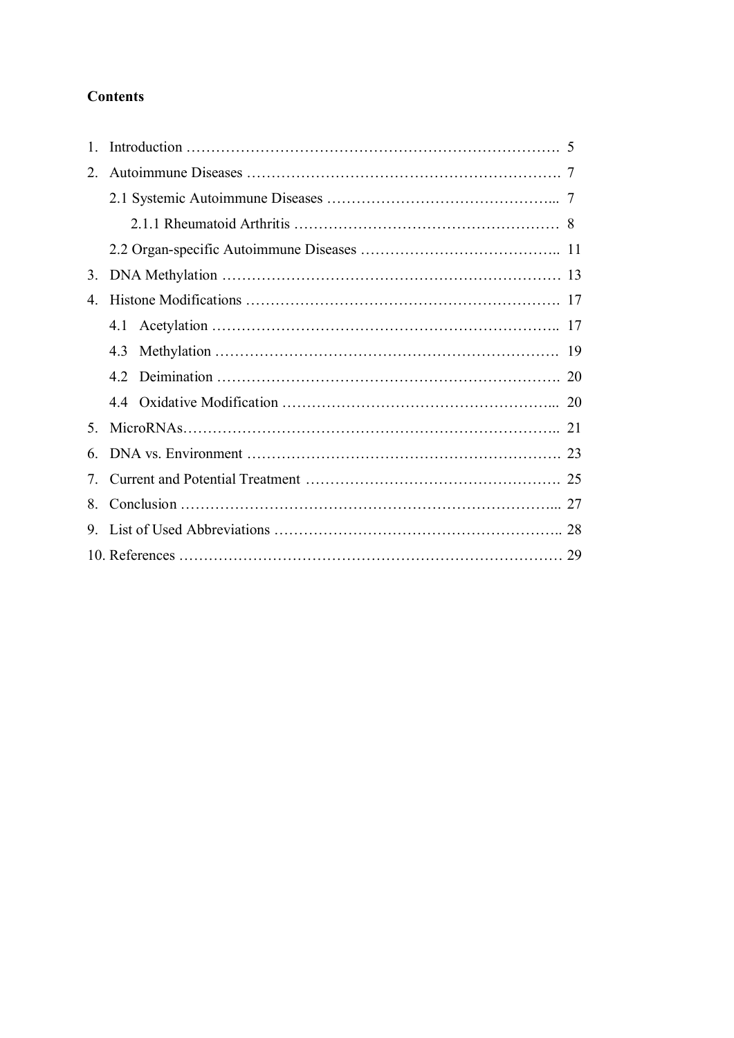**Contents**

1. Introduction ………………………………………………………………… 5
2. Autoimmune Diseases ……………………………………………………… 7
   - 2.1 Systemic Autoimmune Diseases ……………………………………... 7
     - 2.1.1 Rheumatoid Arthritis …………………………………………… 8
   - 2.2 Organ-specific Autoimmune Diseases ……………………………….. 11
3. DNA Methylation …………………………………………………………… 13
4. Histone Modifications ……………………………………………………… 17
   - 4.1 Acetylation …………………………………………………………….. 17
   - 4.3 Methylation ……………………………………………………………. 19
   - 4.2 Deimination ……………………………………………………………. 20
   - 4.4 Oxidative Modification ………………………………………………... 20
5. MicroRNAs………………………………………………………………….. 21
6. DNA vs. Environment ……………………………………………………… 23
7. Current and Potential Treatment …………………………………………… 25
8. Conclusion …………………………………………………………………... 27
9. List of Used Abbreviations ………………………………………………….. 28
10. References …………………………………………………………………… 29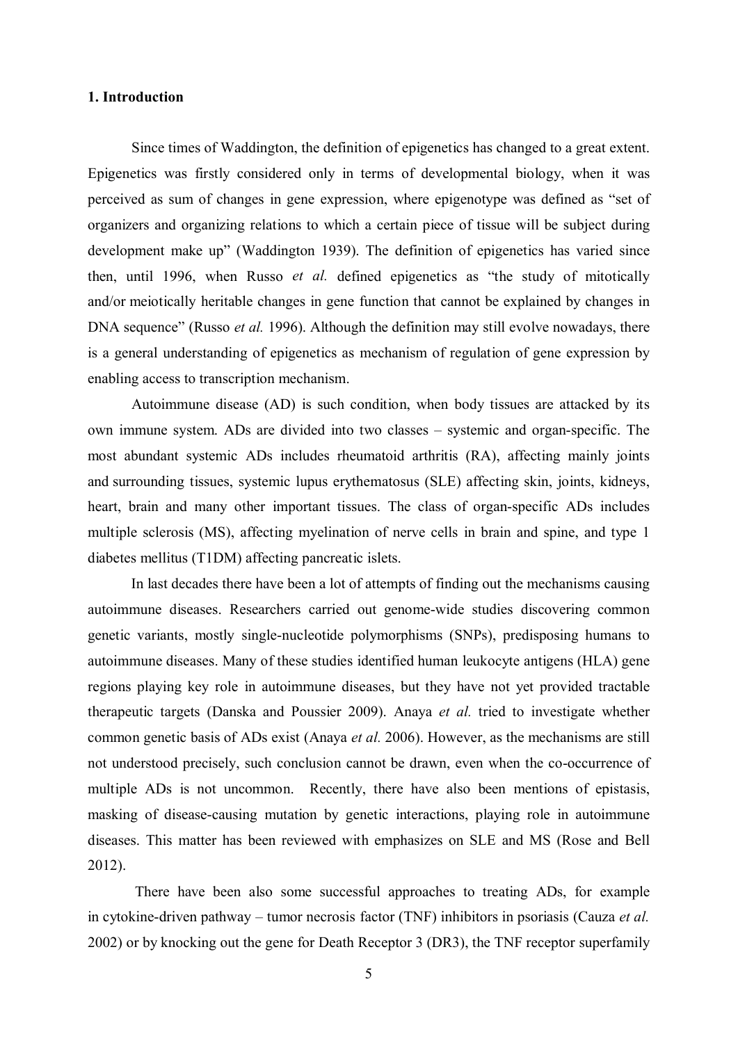## 1. Introduction

Since times of Waddington, the definition of epigenetics has changed to a great extent. Epigenetics was firstly considered only in terms of developmental biology, when it was perceived as sum of changes in gene expression, where epigenotype was defined as "set of organizers and organizing relations to which a certain piece of tissue will be subject during development make up" (Waddington 1939). The definition of epigenetics has varied since then, until 1996, when Russo *et al.* defined epigenetics as "the study of mitotically and/or meiotically heritable changes in gene function that cannot be explained by changes in DNA sequence" (Russo *et al.* 1996). Although the definition may still evolve nowadays, there is a general understanding of epigenetics as mechanism of regulation of gene expression by enabling access to transcription mechanism.

Autoimmune disease (AD) is such condition, when body tissues are attacked by its own immune system. ADs are divided into two classes – systemic and organ-specific. The most abundant systemic ADs includes rheumatoid arthritis (RA), affecting mainly joints and surrounding tissues, systemic lupus erythematosus (SLE) affecting skin, joints, kidneys, heart, brain and many other important tissues. The class of organ-specific ADs includes multiple sclerosis (MS), affecting myelination of nerve cells in brain and spine, and type 1 diabetes mellitus (T1DM) affecting pancreatic islets.

In last decades there have been a lot of attempts of finding out the mechanisms causing autoimmune diseases. Researchers carried out genome-wide studies discovering common genetic variants, mostly single-nucleotide polymorphisms (SNPs), predisposing humans to autoimmune diseases. Many of these studies identified human leukocyte antigens (HLA) gene regions playing key role in autoimmune diseases, but they have not yet provided tractable therapeutic targets (Danska and Poussier 2009). Anaya *et al.* tried to investigate whether common genetic basis of ADs exist (Anaya *et al.* 2006). However, as the mechanisms are still not understood precisely, such conclusion cannot be drawn, even when the co-occurrence of multiple ADs is not uncommon. Recently, there have also been mentions of epistasis, masking of disease-causing mutation by genetic interactions, playing role in autoimmune diseases. This matter has been reviewed with emphasizes on SLE and MS (Rose and Bell 2012).

There have been also some successful approaches to treating ADs, for example in cytokine-driven pathway – tumor necrosis factor (TNF) inhibitors in psoriasis (Cauza *et al.* 2002) or by knocking out the gene for Death Receptor 3 (DR3), the TNF receptor superfamily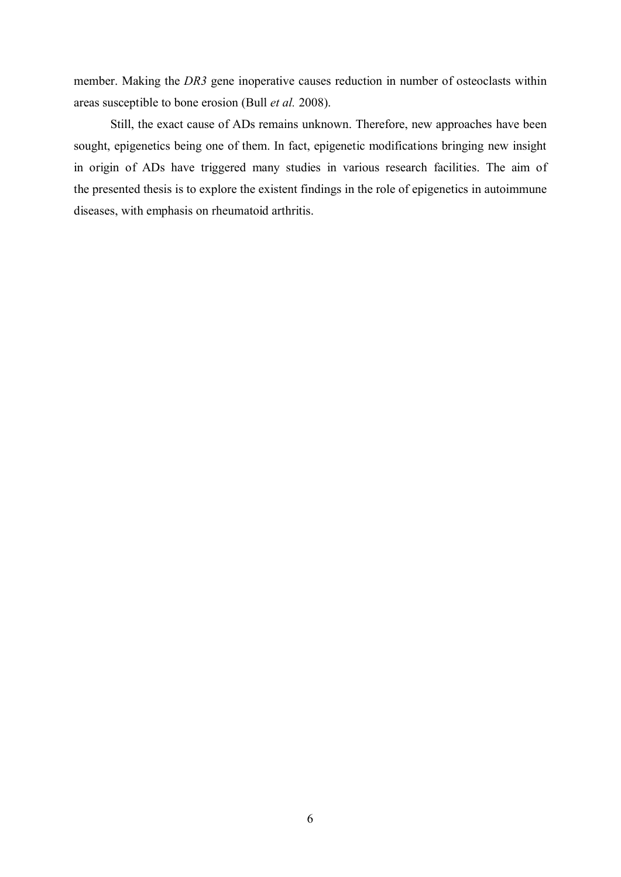member. Making the *DR3* gene inoperative causes reduction in number of osteoclasts within areas susceptible to bone erosion (Bull *et al.* 2008).

Still, the exact cause of ADs remains unknown. Therefore, new approaches have been sought, epigenetics being one of them. In fact, epigenetic modifications bringing new insight in origin of ADs have triggered many studies in various research facilities. The aim of the presented thesis is to explore the existent findings in the role of epigenetics in autoimmune diseases, with emphasis on rheumatoid arthritis.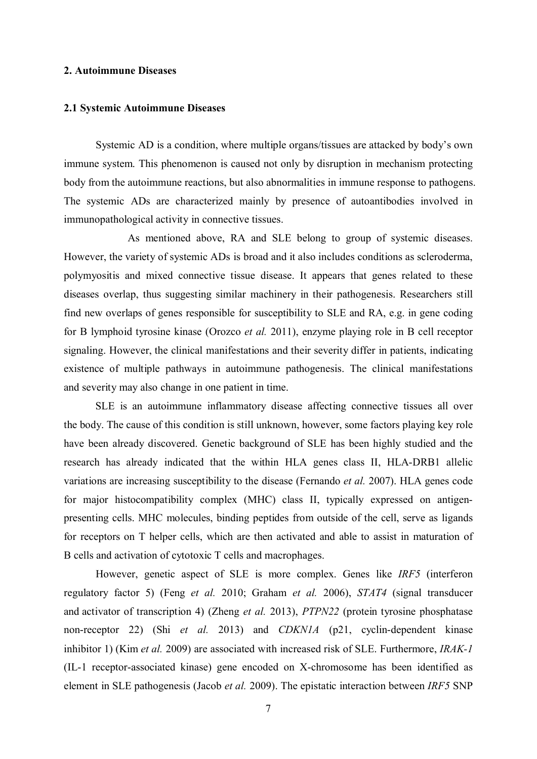## 2. Autoimmune Diseases

### 2.1 Systemic Autoimmune Diseases

Systemic AD is a condition, where multiple organs/tissues are attacked by body's own immune system. This phenomenon is caused not only by disruption in mechanism protecting body from the autoimmune reactions, but also abnormalities in immune response to pathogens. The systemic ADs are characterized mainly by presence of autoantibodies involved in immunopathological activity in connective tissues.

As mentioned above, RA and SLE belong to group of systemic diseases. However, the variety of systemic ADs is broad and it also includes conditions as scleroderma, polymyositis and mixed connective tissue disease. It appears that genes related to these diseases overlap, thus suggesting similar machinery in their pathogenesis. Researchers still find new overlaps of genes responsible for susceptibility to SLE and RA, e.g. in gene coding for B lymphoid tyrosine kinase (Orozco *et al.* 2011), enzyme playing role in B cell receptor signaling. However, the clinical manifestations and their severity differ in patients, indicating existence of multiple pathways in autoimmune pathogenesis. The clinical manifestations and severity may also change in one patient in time.

SLE is an autoimmune inflammatory disease affecting connective tissues all over the body. The cause of this condition is still unknown, however, some factors playing key role have been already discovered. Genetic background of SLE has been highly studied and the research has already indicated that the within HLA genes class II, HLA-DRB1 allelic variations are increasing susceptibility to the disease (Fernando *et al.* 2007). HLA genes code for major histocompatibility complex (MHC) class II, typically expressed on antigen-presenting cells. MHC molecules, binding peptides from outside of the cell, serve as ligands for receptors on T helper cells, which are then activated and able to assist in maturation of B cells and activation of cytotoxic T cells and macrophages.

However, genetic aspect of SLE is more complex. Genes like *IRF5* (interferon regulatory factor 5) (Feng *et al.* 2010; Graham *et al.* 2006), *STAT4* (signal transducer and activator of transcription 4) (Zheng *et al.* 2013), *PTPN22* (protein tyrosine phosphatase non-receptor 22) (Shi *et al.* 2013) and *CDKN1A* (p21, cyclin-dependent kinase inhibitor 1) (Kim *et al.* 2009) are associated with increased risk of SLE. Furthermore, *IRAK-1* (IL-1 receptor-associated kinase) gene encoded on X-chromosome has been identified as element in SLE pathogenesis (Jacob *et al.* 2009). The epistatic interaction between *IRF5* SNP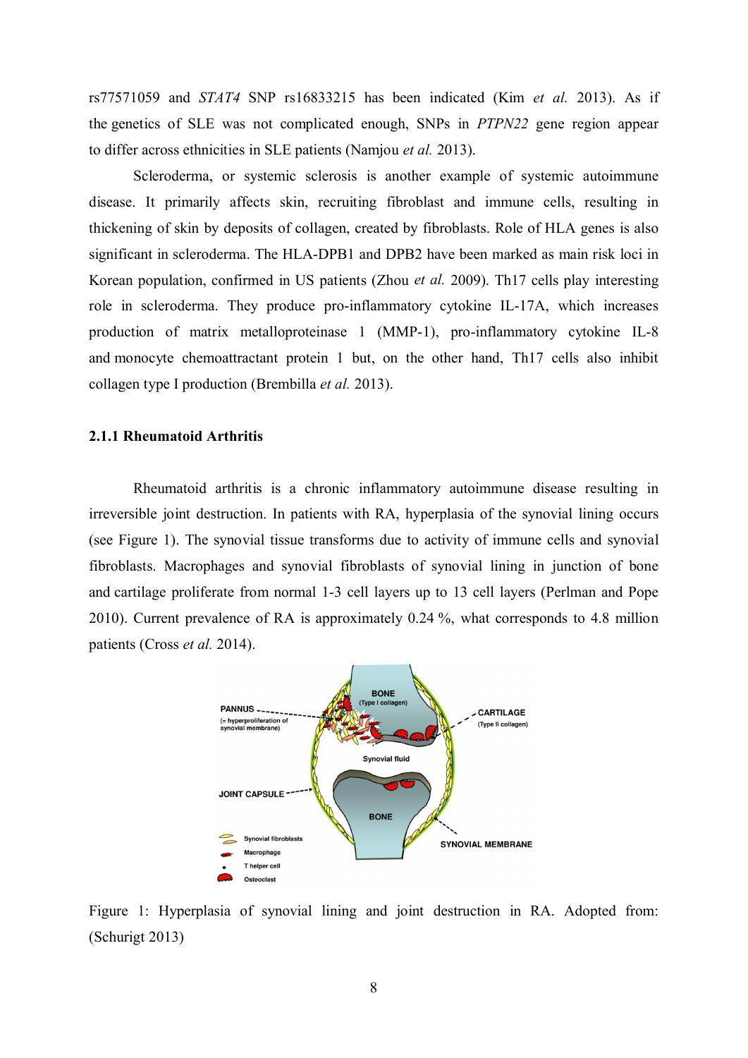rs77571059 and *STAT4* SNP rs16833215 has been indicated (Kim *et al.* 2013). As if the genetics of SLE was not complicated enough, SNPs in *PTPN22* gene region appear to differ across ethnicities in SLE patients (Namjou *et al.* 2013).

Scleroderma, or systemic sclerosis is another example of systemic autoimmune disease. It primarily affects skin, recruiting fibroblast and immune cells, resulting in thickening of skin by deposits of collagen, created by fibroblasts. Role of HLA genes is also significant in scleroderma. The HLA-DPB1 and DPB2 have been marked as main risk loci in Korean population, confirmed in US patients (Zhou *et al.* 2009). Th17 cells play interesting role in scleroderma. They produce pro-inflammatory cytokine IL-17A, which increases production of matrix metalloproteinase 1 (MMP-1), pro-inflammatory cytokine IL-8 and monocyte chemoattractant protein 1 but, on the other hand, Th17 cells also inhibit collagen type I production (Brembilla *et al.* 2013).

### 2.1.1 Rheumatoid Arthritis

Rheumatoid arthritis is a chronic inflammatory autoimmune disease resulting in irreversible joint destruction. In patients with RA, hyperplasia of the synovial lining occurs (see Figure 1). The synovial tissue transforms due to activity of immune cells and synovial fibroblasts. Macrophages and synovial fibroblasts of synovial lining in junction of bone and cartilage proliferate from normal 1-3 cell layers up to 13 cell layers (Perlman and Pope 2010). Current prevalence of RA is approximately 0.24 %, what corresponds to 4.8 million patients (Cross *et al.* 2014).

BONE
(Type I collagen)
PANNUS
(= hyperproliferation of synovial membrane)
CARTILAGE
(Type II collagen)
Synovial fluid
JOINT CAPSULE
BONE
SYNOVIAL MEMBRANE
Synovial fibroblasts
Macrophage
T helper cell
Osteoclast

Figure 1: Hyperplasia of synovial lining and joint destruction in RA. Adopted from: (Schurigt 2013)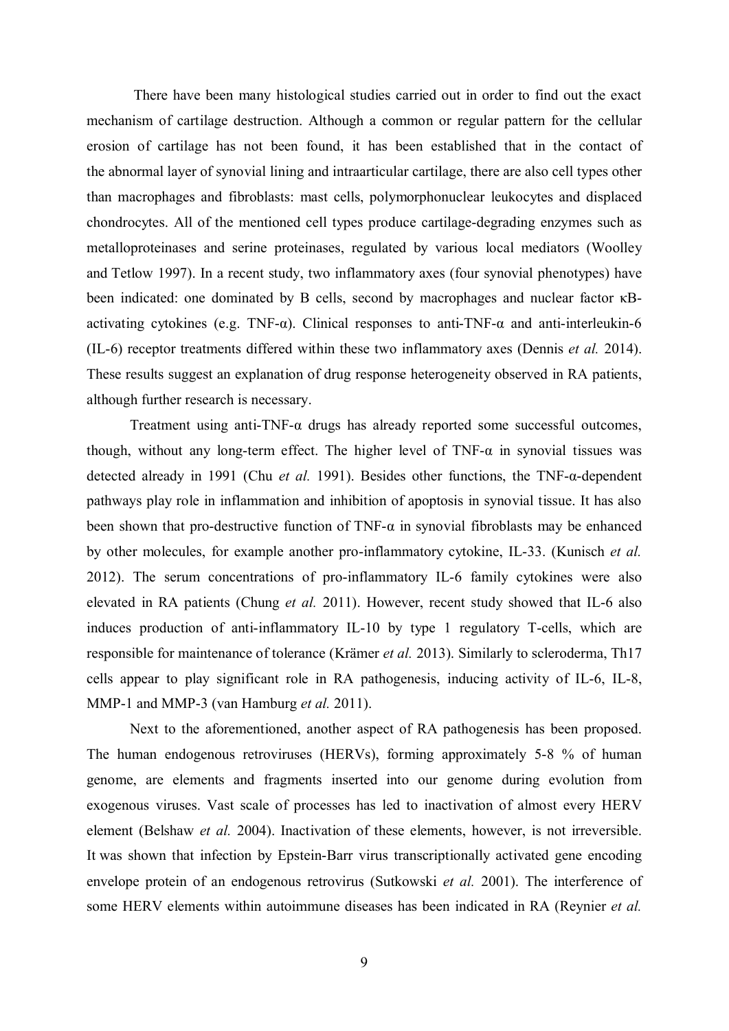There have been many histological studies carried out in order to find out the exact mechanism of cartilage destruction. Although a common or regular pattern for the cellular erosion of cartilage has not been found, it has been established that in the contact of the abnormal layer of synovial lining and intraarticular cartilage, there are also cell types other than macrophages and fibroblasts: mast cells, polymorphonuclear leukocytes and displaced chondrocytes. All of the mentioned cell types produce cartilage-degrading enzymes such as metalloproteinases and serine proteinases, regulated by various local mediators (Woolley and Tetlow 1997). In a recent study, two inflammatory axes (four synovial phenotypes) have been indicated: one dominated by B cells, second by macrophages and nuclear factor κB-activating cytokines (e.g. TNF-α). Clinical responses to anti-TNF-α and anti-interleukin-6 (IL-6) receptor treatments differed within these two inflammatory axes (Dennis *et al.* 2014). These results suggest an explanation of drug response heterogeneity observed in RA patients, although further research is necessary.

Treatment using anti-TNF-α drugs has already reported some successful outcomes, though, without any long-term effect. The higher level of TNF-α in synovial tissues was detected already in 1991 (Chu *et al.* 1991). Besides other functions, the TNF-α-dependent pathways play role in inflammation and inhibition of apoptosis in synovial tissue. It has also been shown that pro-destructive function of TNF-α in synovial fibroblasts may be enhanced by other molecules, for example another pro-inflammatory cytokine, IL-33. (Kunisch *et al.* 2012). The serum concentrations of pro-inflammatory IL-6 family cytokines were also elevated in RA patients (Chung *et al.* 2011). However, recent study showed that IL-6 also induces production of anti-inflammatory IL-10 by type 1 regulatory T-cells, which are responsible for maintenance of tolerance (Krämer *et al.* 2013). Similarly to scleroderma, Th17 cells appear to play significant role in RA pathogenesis, inducing activity of IL-6, IL-8, MMP-1 and MMP-3 (van Hamburg *et al.* 2011).

Next to the aforementioned, another aspect of RA pathogenesis has been proposed. The human endogenous retroviruses (HERVs), forming approximately 5-8 % of human genome, are elements and fragments inserted into our genome during evolution from exogenous viruses. Vast scale of processes has led to inactivation of almost every HERV element (Belshaw *et al.* 2004). Inactivation of these elements, however, is not irreversible. It was shown that infection by Epstein-Barr virus transcriptionally activated gene encoding envelope protein of an endogenous retrovirus (Sutkowski *et al.* 2001). The interference of some HERV elements within autoimmune diseases has been indicated in RA (Reynier *et al.*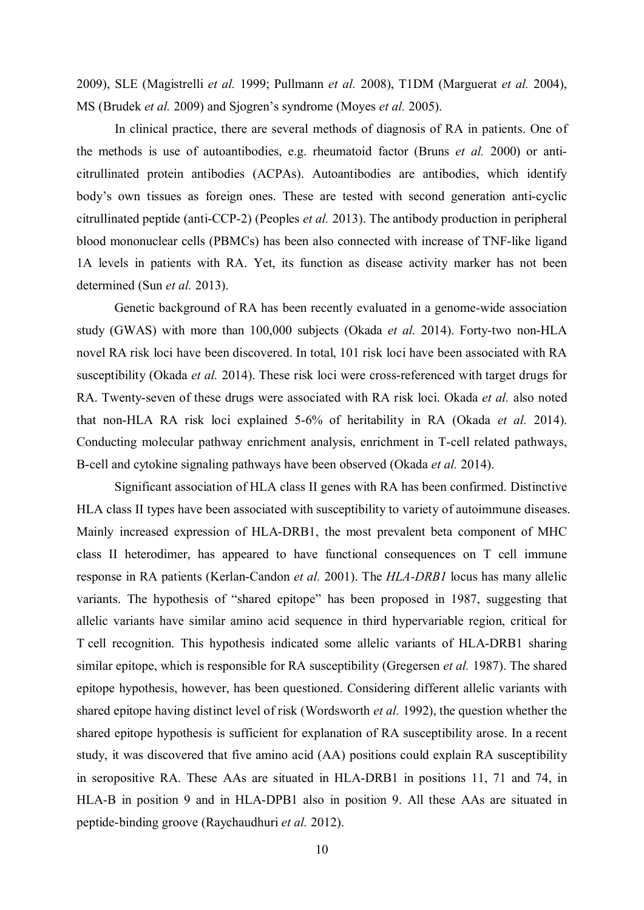2009), SLE (Magistrelli *et al.* 1999; Pullmann *et al.* 2008), T1DM (Marguerat *et al.* 2004), MS (Brudek *et al.* 2009) and Sjogren's syndrome (Moyes *et al.* 2005).

In clinical practice, there are several methods of diagnosis of RA in patients. One of the methods is use of autoantibodies, e.g. rheumatoid factor (Bruns *et al.* 2000) or anti-citrullinated protein antibodies (ACPAs). Autoantibodies are antibodies, which identify body's own tissues as foreign ones. These are tested with second generation anti-cyclic citrullinated peptide (anti-CCP-2) (Peoples *et al.* 2013). The antibody production in peripheral blood mononuclear cells (PBMCs) has been also connected with increase of TNF-like ligand 1A levels in patients with RA. Yet, its function as disease activity marker has not been determined (Sun *et al.* 2013).

Genetic background of RA has been recently evaluated in a genome-wide association study (GWAS) with more than 100,000 subjects (Okada *et al.* 2014). Forty-two non-HLA novel RA risk loci have been discovered. In total, 101 risk loci have been associated with RA susceptibility (Okada *et al.* 2014). These risk loci were cross-referenced with target drugs for RA. Twenty-seven of these drugs were associated with RA risk loci. Okada *et al.* also noted that non-HLA RA risk loci explained 5-6% of heritability in RA (Okada *et al.* 2014). Conducting molecular pathway enrichment analysis, enrichment in T-cell related pathways, B-cell and cytokine signaling pathways have been observed (Okada *et al.* 2014).

Significant association of HLA class II genes with RA has been confirmed. Distinctive HLA class II types have been associated with susceptibility to variety of autoimmune diseases. Mainly increased expression of HLA-DRB1, the most prevalent beta component of MHC class II heterodimer, has appeared to have functional consequences on T cell immune response in RA patients (Kerlan-Candon *et al.* 2001). The *HLA-DRB1* locus has many allelic variants. The hypothesis of "shared epitope" has been proposed in 1987, suggesting that allelic variants have similar amino acid sequence in third hypervariable region, critical for T cell recognition. This hypothesis indicated some allelic variants of HLA-DRB1 sharing similar epitope, which is responsible for RA susceptibility (Gregersen *et al.* 1987). The shared epitope hypothesis, however, has been questioned. Considering different allelic variants with shared epitope having distinct level of risk (Wordsworth *et al.* 1992), the question whether the shared epitope hypothesis is sufficient for explanation of RA susceptibility arose. In a recent study, it was discovered that five amino acid (AA) positions could explain RA susceptibility in seropositive RA. These AAs are situated in HLA-DRB1 in positions 11, 71 and 74, in HLA-B in position 9 and in HLA-DPB1 also in position 9. All these AAs are situated in peptide-binding groove (Raychaudhuri *et al.* 2012).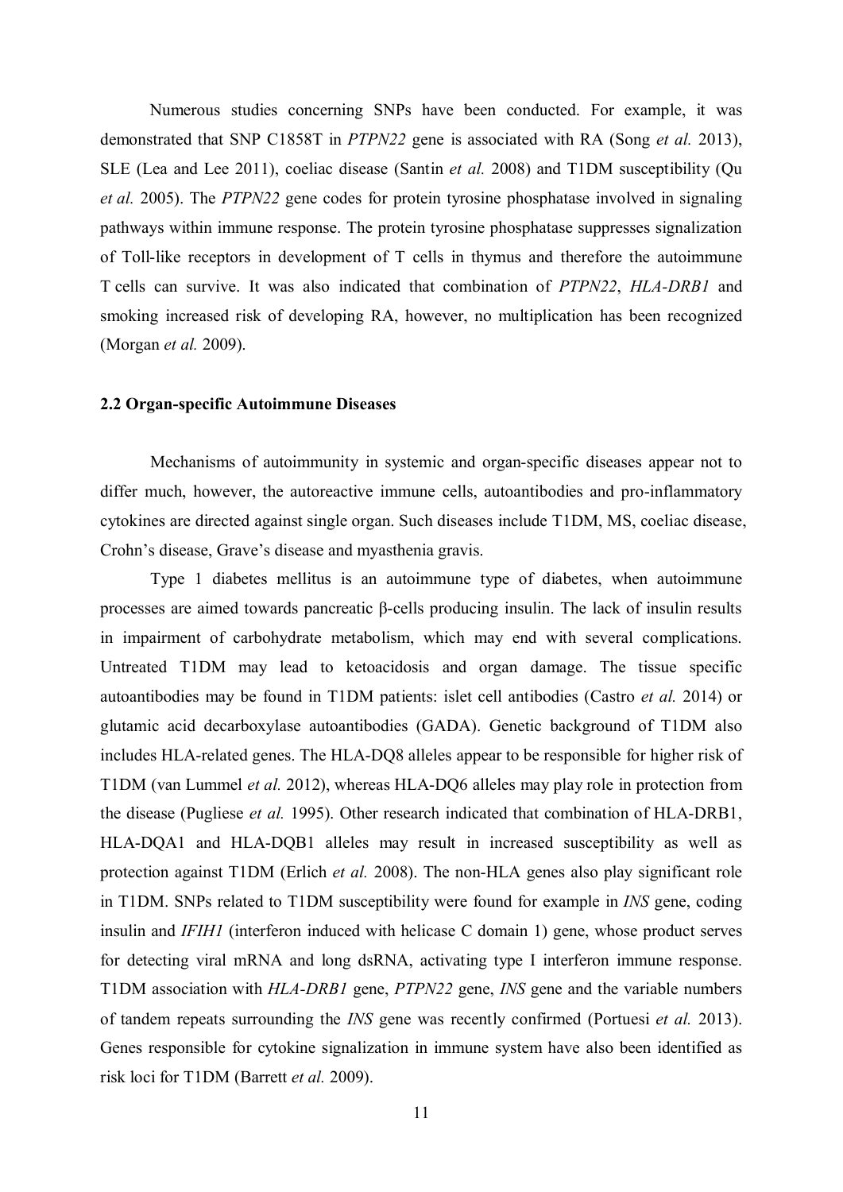Numerous studies concerning SNPs have been conducted. For example, it was demonstrated that SNP C1858T in *PTPN22* gene is associated with RA (Song *et al.* 2013), SLE (Lea and Lee 2011), coeliac disease (Santin *et al.* 2008) and T1DM susceptibility (Qu *et al.* 2005). The *PTPN22* gene codes for protein tyrosine phosphatase involved in signaling pathways within immune response. The protein tyrosine phosphatase suppresses signalization of Toll-like receptors in development of T cells in thymus and therefore the autoimmune T cells can survive. It was also indicated that combination of *PTPN22*, *HLA-DRB1* and smoking increased risk of developing RA, however, no multiplication has been recognized (Morgan *et al.* 2009).

### 2.2 Organ-specific Autoimmune Diseases

Mechanisms of autoimmunity in systemic and organ-specific diseases appear not to differ much, however, the autoreactive immune cells, autoantibodies and pro-inflammatory cytokines are directed against single organ. Such diseases include T1DM, MS, coeliac disease, Crohn's disease, Grave's disease and myasthenia gravis.

Type 1 diabetes mellitus is an autoimmune type of diabetes, when autoimmune processes are aimed towards pancreatic β-cells producing insulin. The lack of insulin results in impairment of carbohydrate metabolism, which may end with several complications. Untreated T1DM may lead to ketoacidosis and organ damage. The tissue specific autoantibodies may be found in T1DM patients: islet cell antibodies (Castro *et al.* 2014) or glutamic acid decarboxylase autoantibodies (GADA). Genetic background of T1DM also includes HLA-related genes. The HLA-DQ8 alleles appear to be responsible for higher risk of T1DM (van Lummel *et al.* 2012), whereas HLA-DQ6 alleles may play role in protection from the disease (Pugliese *et al.* 1995). Other research indicated that combination of HLA-DRB1, HLA-DQA1 and HLA-DQB1 alleles may result in increased susceptibility as well as protection against T1DM (Erlich *et al.* 2008). The non-HLA genes also play significant role in T1DM. SNPs related to T1DM susceptibility were found for example in *INS* gene, coding insulin and *IFIH1* (interferon induced with helicase C domain 1) gene, whose product serves for detecting viral mRNA and long dsRNA, activating type I interferon immune response. T1DM association with *HLA-DRB1* gene, *PTPN22* gene, *INS* gene and the variable numbers of tandem repeats surrounding the *INS* gene was recently confirmed (Portuesi *et al.* 2013). Genes responsible for cytokine signalization in immune system have also been identified as risk loci for T1DM (Barrett *et al.* 2009).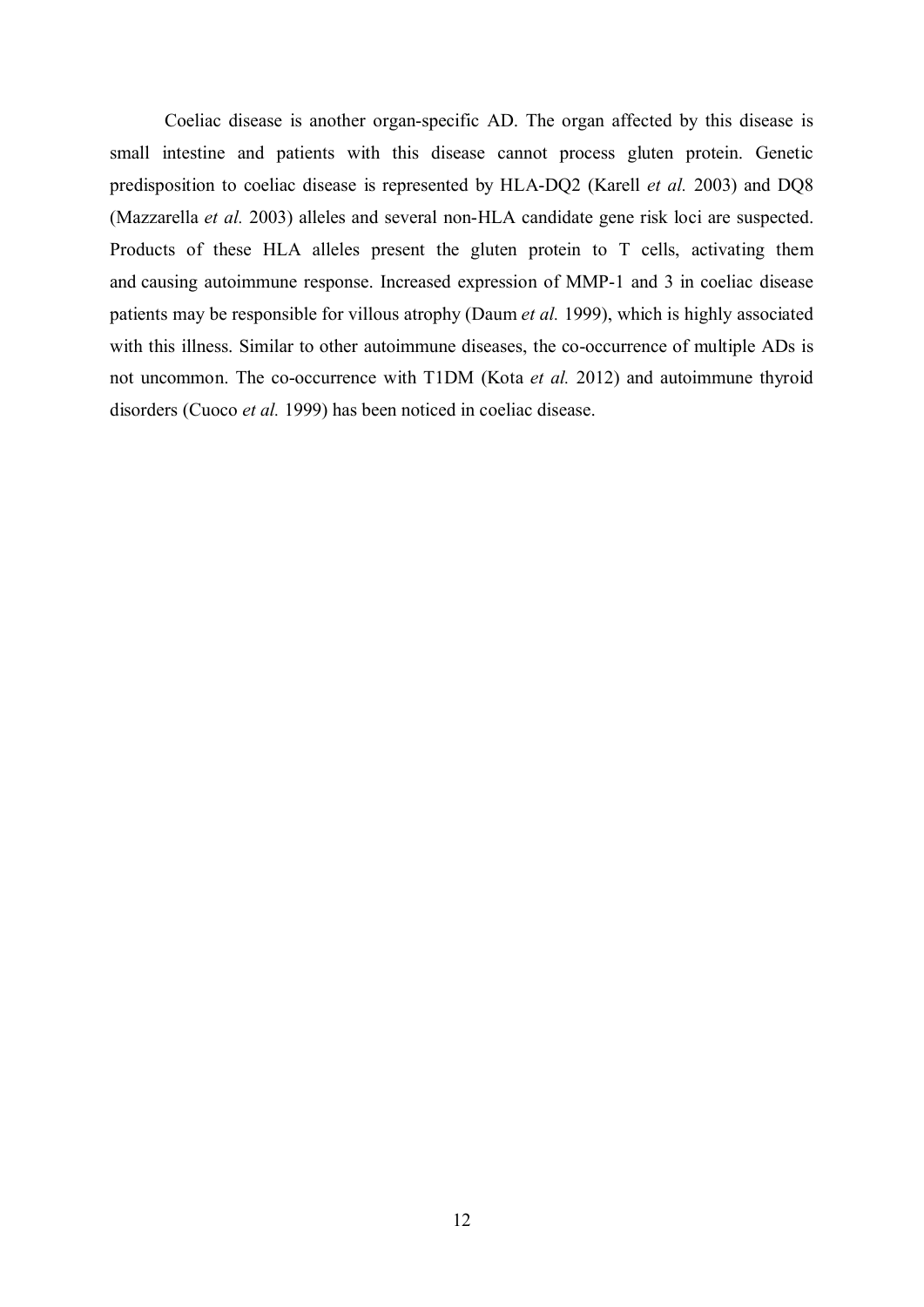Coeliac disease is another organ-specific AD. The organ affected by this disease is small intestine and patients with this disease cannot process gluten protein. Genetic predisposition to coeliac disease is represented by HLA-DQ2 (Karell *et al.* 2003) and DQ8 (Mazzarella *et al.* 2003) alleles and several non-HLA candidate gene risk loci are suspected. Products of these HLA alleles present the gluten protein to T cells, activating them and causing autoimmune response. Increased expression of MMP-1 and 3 in coeliac disease patients may be responsible for villous atrophy (Daum *et al.* 1999), which is highly associated with this illness. Similar to other autoimmune diseases, the co-occurrence of multiple ADs is not uncommon. The co-occurrence with T1DM (Kota *et al.* 2012) and autoimmune thyroid disorders (Cuoco *et al.* 1999) has been noticed in coeliac disease.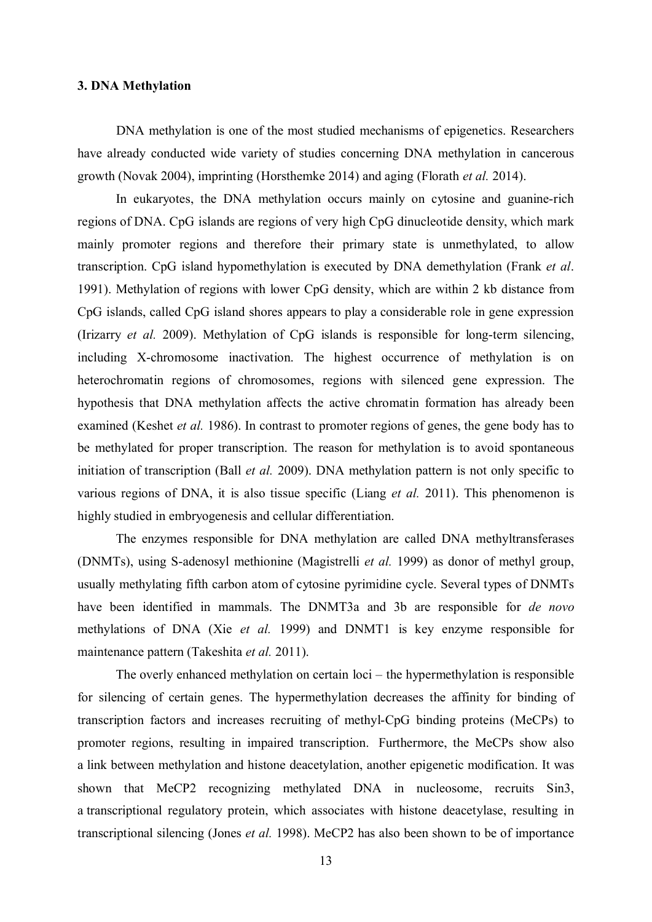### 3. DNA Methylation

DNA methylation is one of the most studied mechanisms of epigenetics. Researchers have already conducted wide variety of studies concerning DNA methylation in cancerous growth (Novak 2004), imprinting (Horsthemke 2014) and aging (Florath *et al.* 2014).

In eukaryotes, the DNA methylation occurs mainly on cytosine and guanine-rich regions of DNA. CpG islands are regions of very high CpG dinucleotide density, which mark mainly promoter regions and therefore their primary state is unmethylated, to allow transcription. CpG island hypomethylation is executed by DNA demethylation (Frank *et al*. 1991). Methylation of regions with lower CpG density, which are within 2 kb distance from CpG islands, called CpG island shores appears to play a considerable role in gene expression (Irizarry *et al.* 2009). Methylation of CpG islands is responsible for long-term silencing, including X-chromosome inactivation. The highest occurrence of methylation is on heterochromatin regions of chromosomes, regions with silenced gene expression. The hypothesis that DNA methylation affects the active chromatin formation has already been examined (Keshet *et al.* 1986). In contrast to promoter regions of genes, the gene body has to be methylated for proper transcription. The reason for methylation is to avoid spontaneous initiation of transcription (Ball *et al.* 2009). DNA methylation pattern is not only specific to various regions of DNA, it is also tissue specific (Liang *et al.* 2011). This phenomenon is highly studied in embryogenesis and cellular differentiation.

The enzymes responsible for DNA methylation are called DNA methyltransferases (DNMTs), using S-adenosyl methionine (Magistrelli *et al.* 1999) as donor of methyl group, usually methylating fifth carbon atom of cytosine pyrimidine cycle. Several types of DNMTs have been identified in mammals. The DNMT3a and 3b are responsible for *de novo* methylations of DNA (Xie *et al.* 1999) and DNMT1 is key enzyme responsible for maintenance pattern (Takeshita *et al.* 2011).

The overly enhanced methylation on certain loci – the hypermethylation is responsible for silencing of certain genes. The hypermethylation decreases the affinity for binding of transcription factors and increases recruiting of methyl-CpG binding proteins (MeCPs) to promoter regions, resulting in impaired transcription. Furthermore, the MeCPs show also a link between methylation and histone deacetylation, another epigenetic modification. It was shown that MeCP2 recognizing methylated DNA in nucleosome, recruits Sin3, a transcriptional regulatory protein, which associates with histone deacetylase, resulting in transcriptional silencing (Jones *et al.* 1998). MeCP2 has also been shown to be of importance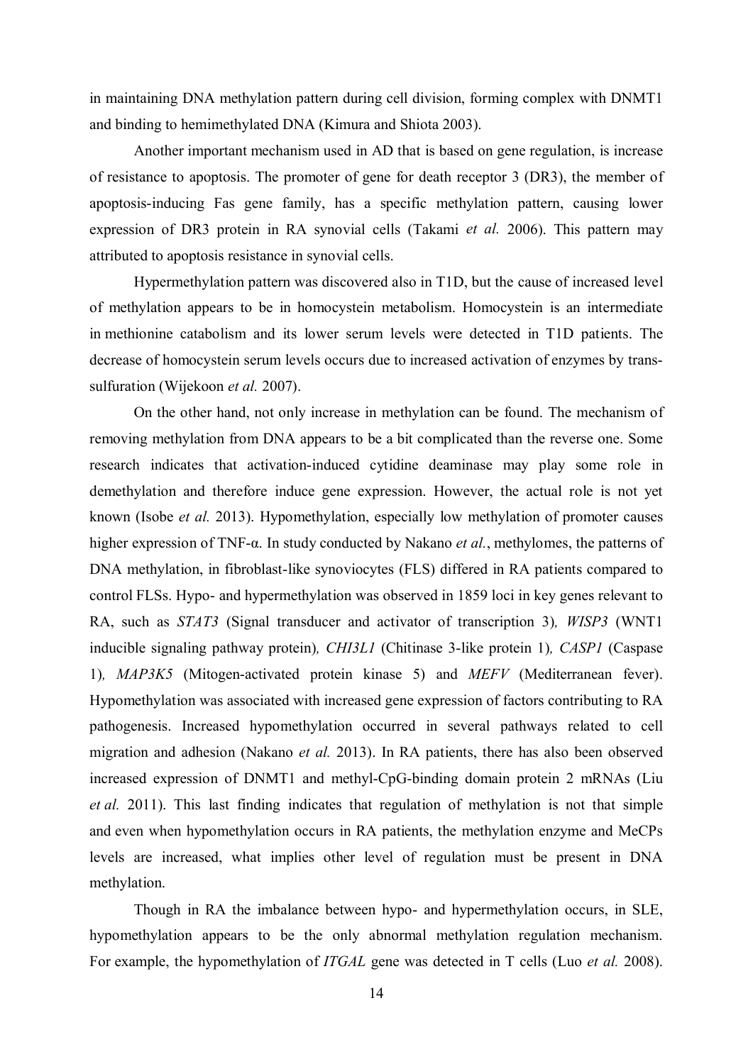in maintaining DNA methylation pattern during cell division, forming complex with DNMT1 and binding to hemimethylated DNA (Kimura and Shiota 2003).

Another important mechanism used in AD that is based on gene regulation, is increase of resistance to apoptosis. The promoter of gene for death receptor 3 (DR3), the member of apoptosis-inducing Fas gene family, has a specific methylation pattern, causing lower expression of DR3 protein in RA synovial cells (Takami *et al.* 2006). This pattern may attributed to apoptosis resistance in synovial cells.

Hypermethylation pattern was discovered also in T1D, but the cause of increased level of methylation appears to be in homocystein metabolism. Homocystein is an intermediate in methionine catabolism and its lower serum levels were detected in T1D patients. The decrease of homocystein serum levels occurs due to increased activation of enzymes by trans-sulfuration (Wijekoon *et al.* 2007).

On the other hand, not only increase in methylation can be found. The mechanism of removing methylation from DNA appears to be a bit complicated than the reverse one. Some research indicates that activation-induced cytidine deaminase may play some role in demethylation and therefore induce gene expression. However, the actual role is not yet known (Isobe *et al.* 2013). Hypomethylation, especially low methylation of promoter causes higher expression of TNF-α. In study conducted by Nakano *et al.*, methylomes, the patterns of DNA methylation, in fibroblast-like synoviocytes (FLS) differed in RA patients compared to control FLSs. Hypo- and hypermethylation was observed in 1859 loci in key genes relevant to RA, such as *STAT3* (Signal transducer and activator of transcription 3)*, WISP3* (WNT1 inducible signaling pathway protein)*, CHI3L1* (Chitinase 3-like protein 1)*, CASP1* (Caspase 1)*, MAP3K5* (Mitogen-activated protein kinase 5) and *MEFV* (Mediterranean fever). Hypomethylation was associated with increased gene expression of factors contributing to RA pathogenesis. Increased hypomethylation occurred in several pathways related to cell migration and adhesion (Nakano *et al.* 2013). In RA patients, there has also been observed increased expression of DNMT1 and methyl-CpG-binding domain protein 2 mRNAs (Liu *et al.* 2011). This last finding indicates that regulation of methylation is not that simple and even when hypomethylation occurs in RA patients, the methylation enzyme and MeCPs levels are increased, what implies other level of regulation must be present in DNA methylation.

Though in RA the imbalance between hypo- and hypermethylation occurs, in SLE, hypomethylation appears to be the only abnormal methylation regulation mechanism. For example, the hypomethylation of *ITGAL* gene was detected in T cells (Luo *et al.* 2008).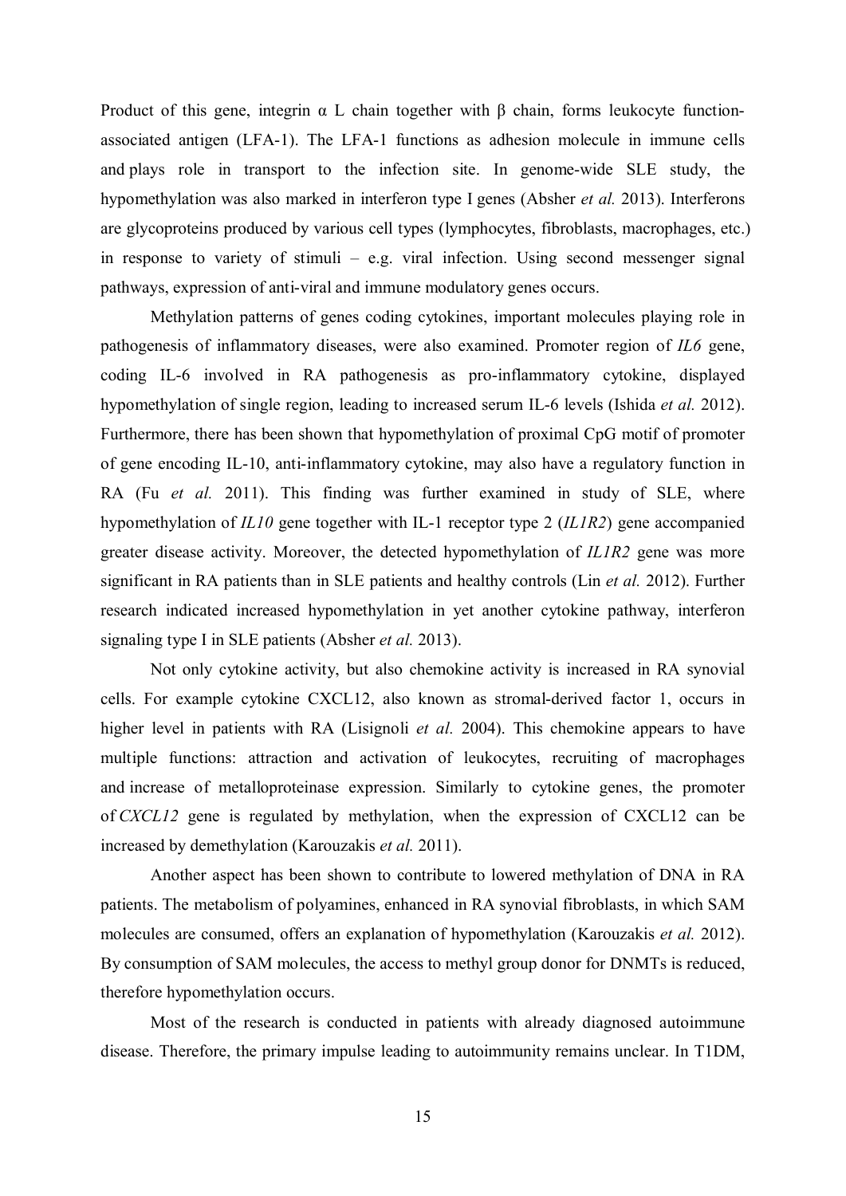Product of this gene, integrin α L chain together with β chain, forms leukocyte function-associated antigen (LFA-1). The LFA-1 functions as adhesion molecule in immune cells and plays role in transport to the infection site. In genome-wide SLE study, the hypomethylation was also marked in interferon type I genes (Absher *et al.* 2013). Interferons are glycoproteins produced by various cell types (lymphocytes, fibroblasts, macrophages, etc.) in response to variety of stimuli – e.g. viral infection. Using second messenger signal pathways, expression of anti-viral and immune modulatory genes occurs.

Methylation patterns of genes coding cytokines, important molecules playing role in pathogenesis of inflammatory diseases, were also examined. Promoter region of *IL6* gene, coding IL-6 involved in RA pathogenesis as pro-inflammatory cytokine, displayed hypomethylation of single region, leading to increased serum IL-6 levels (Ishida *et al.* 2012). Furthermore, there has been shown that hypomethylation of proximal CpG motif of promoter of gene encoding IL-10, anti-inflammatory cytokine, may also have a regulatory function in RA (Fu *et al.* 2011). This finding was further examined in study of SLE, where hypomethylation of *IL10* gene together with IL-1 receptor type 2 (*IL1R2*) gene accompanied greater disease activity. Moreover, the detected hypomethylation of *IL1R2* gene was more significant in RA patients than in SLE patients and healthy controls (Lin *et al.* 2012). Further research indicated increased hypomethylation in yet another cytokine pathway, interferon signaling type I in SLE patients (Absher *et al.* 2013).

Not only cytokine activity, but also chemokine activity is increased in RA synovial cells. For example cytokine CXCL12, also known as stromal-derived factor 1, occurs in higher level in patients with RA (Lisignoli *et al.* 2004). This chemokine appears to have multiple functions: attraction and activation of leukocytes, recruiting of macrophages and increase of metalloproteinase expression. Similarly to cytokine genes, the promoter of *CXCL12* gene is regulated by methylation, when the expression of CXCL12 can be increased by demethylation (Karouzakis *et al.* 2011).

Another aspect has been shown to contribute to lowered methylation of DNA in RA patients. The metabolism of polyamines, enhanced in RA synovial fibroblasts, in which SAM molecules are consumed, offers an explanation of hypomethylation (Karouzakis *et al.* 2012). By consumption of SAM molecules, the access to methyl group donor for DNMTs is reduced, therefore hypomethylation occurs.

Most of the research is conducted in patients with already diagnosed autoimmune disease. Therefore, the primary impulse leading to autoimmunity remains unclear. In T1DM,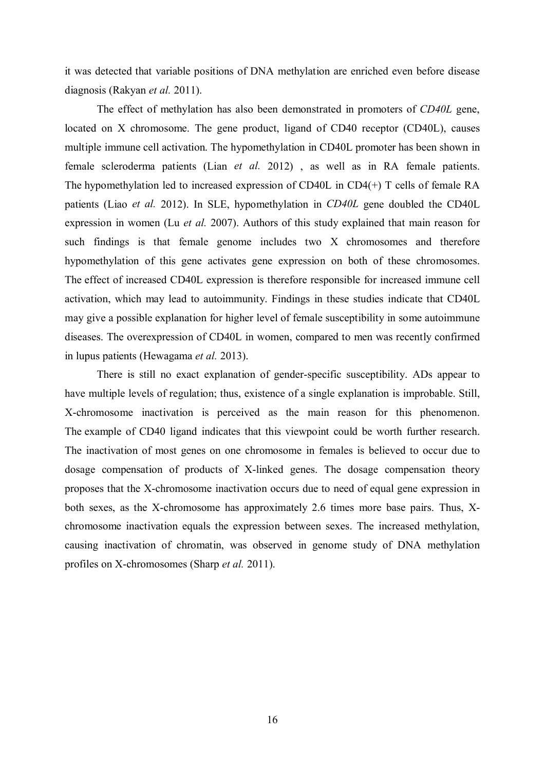it was detected that variable positions of DNA methylation are enriched even before disease diagnosis (Rakyan *et al.* 2011).

The effect of methylation has also been demonstrated in promoters of *CD40L* gene, located on X chromosome. The gene product, ligand of CD40 receptor (CD40L), causes multiple immune cell activation. The hypomethylation in CD40L promoter has been shown in female scleroderma patients (Lian *et al.* 2012) , as well as in RA female patients. The hypomethylation led to increased expression of CD40L in CD4(+) T cells of female RA patients (Liao *et al.* 2012). In SLE, hypomethylation in *CD40L* gene doubled the CD40L expression in women (Lu *et al.* 2007). Authors of this study explained that main reason for such findings is that female genome includes two X chromosomes and therefore hypomethylation of this gene activates gene expression on both of these chromosomes. The effect of increased CD40L expression is therefore responsible for increased immune cell activation, which may lead to autoimmunity. Findings in these studies indicate that CD40L may give a possible explanation for higher level of female susceptibility in some autoimmune diseases. The overexpression of CD40L in women, compared to men was recently confirmed in lupus patients (Hewagama *et al.* 2013).

There is still no exact explanation of gender-specific susceptibility. ADs appear to have multiple levels of regulation; thus, existence of a single explanation is improbable. Still, X-chromosome inactivation is perceived as the main reason for this phenomenon. The example of CD40 ligand indicates that this viewpoint could be worth further research. The inactivation of most genes on one chromosome in females is believed to occur due to dosage compensation of products of X-linked genes. The dosage compensation theory proposes that the X-chromosome inactivation occurs due to need of equal gene expression in both sexes, as the X-chromosome has approximately 2.6 times more base pairs. Thus, X-chromosome inactivation equals the expression between sexes. The increased methylation, causing inactivation of chromatin, was observed in genome study of DNA methylation profiles on X-chromosomes (Sharp *et al.* 2011).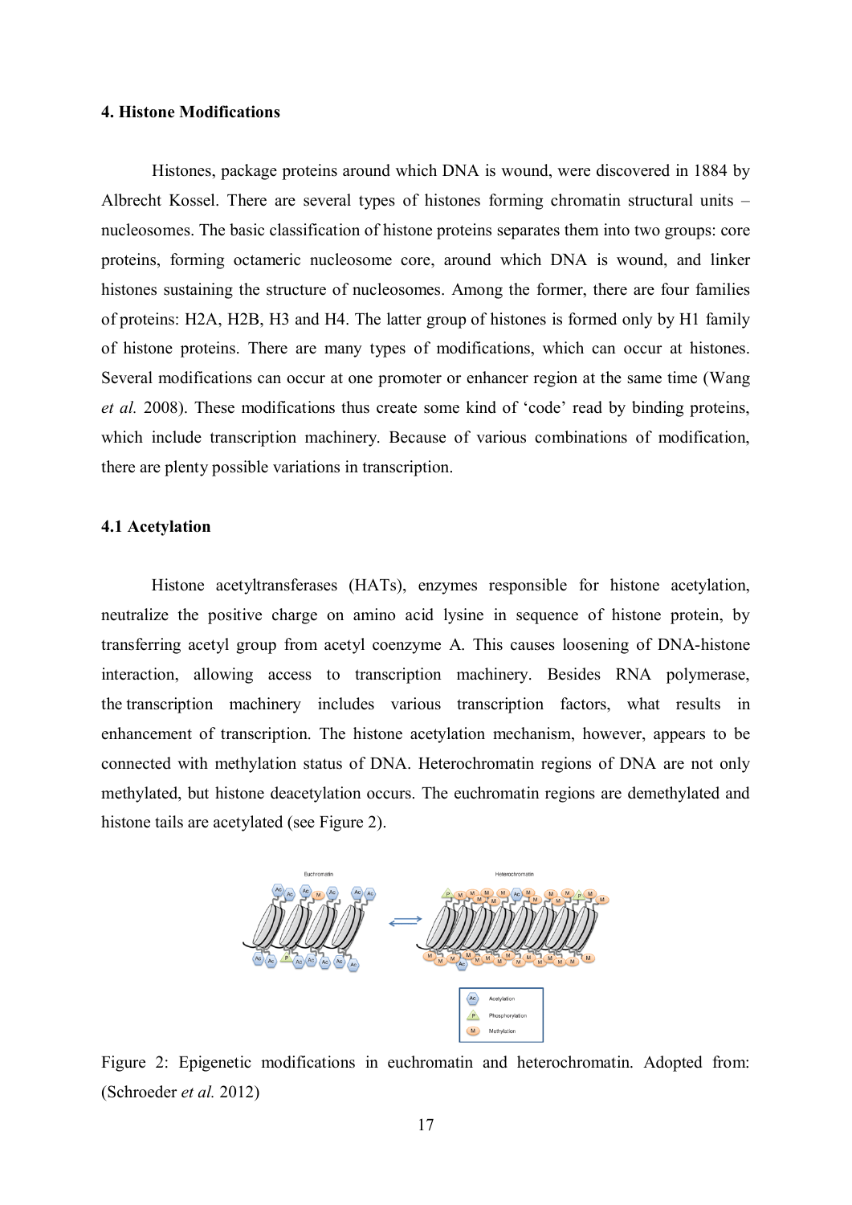### 4. Histone Modifications

Histones, package proteins around which DNA is wound, were discovered in 1884 by Albrecht Kossel. There are several types of histones forming chromatin structural units – nucleosomes. The basic classification of histone proteins separates them into two groups: core proteins, forming octameric nucleosome core, around which DNA is wound, and linker histones sustaining the structure of nucleosomes. Among the former, there are four families of proteins: H2A, H2B, H3 and H4. The latter group of histones is formed only by H1 family of histone proteins. There are many types of modifications, which can occur at histones. Several modifications can occur at one promoter or enhancer region at the same time (Wang *et al.* 2008). These modifications thus create some kind of 'code' read by binding proteins, which include transcription machinery. Because of various combinations of modification, there are plenty possible variations in transcription.

#### 4.1 Acetylation

Histone acetyltransferases (HATs), enzymes responsible for histone acetylation, neutralize the positive charge on amino acid lysine in sequence of histone protein, by transferring acetyl group from acetyl coenzyme A. This causes loosening of DNA-histone interaction, allowing access to transcription machinery. Besides RNA polymerase, the transcription machinery includes various transcription factors, what results in enhancement of transcription. The histone acetylation mechanism, however, appears to be connected with methylation status of DNA. Heterochromatin regions of DNA are not only methylated, but histone deacetylation occurs. The euchromatin regions are demethylated and histone tails are acetylated (see Figure 2).

Euchromatin

Heterochromatin

Acetylation

Phosphorylation

Methylation

Figure 2: Epigenetic modifications in euchromatin and heterochromatin. Adopted from: (Schroeder *et al.* 2012)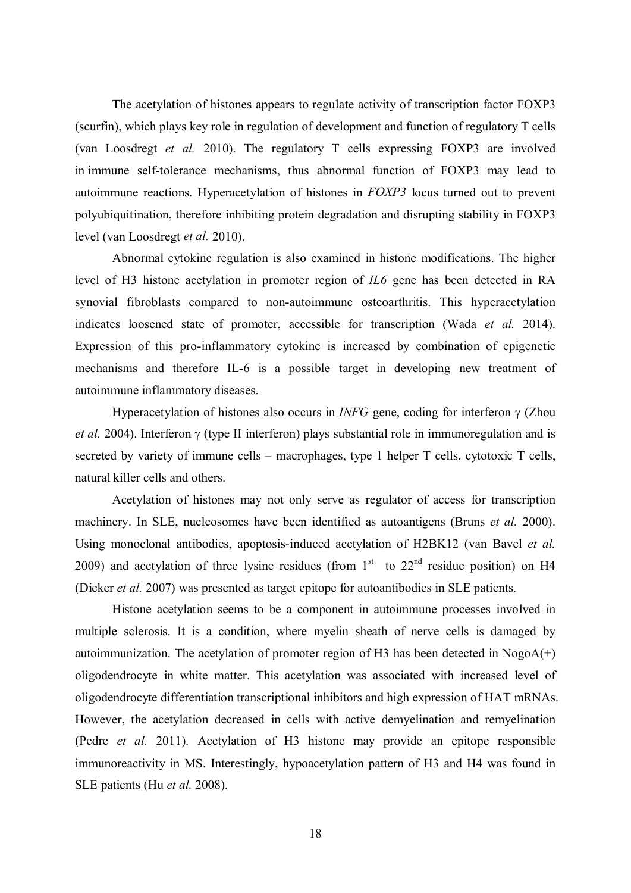The acetylation of histones appears to regulate activity of transcription factor FOXP3 (scurfin), which plays key role in regulation of development and function of regulatory T cells (van Loosdregt *et al.* 2010). The regulatory T cells expressing FOXP3 are involved in immune self-tolerance mechanisms, thus abnormal function of FOXP3 may lead to autoimmune reactions. Hyperacetylation of histones in *FOXP3* locus turned out to prevent polyubiquitination, therefore inhibiting protein degradation and disrupting stability in FOXP3 level (van Loosdregt *et al.* 2010).

Abnormal cytokine regulation is also examined in histone modifications. The higher level of H3 histone acetylation in promoter region of *IL6* gene has been detected in RA synovial fibroblasts compared to non-autoimmune osteoarthritis. This hyperacetylation indicates loosened state of promoter, accessible for transcription (Wada *et al.* 2014). Expression of this pro-inflammatory cytokine is increased by combination of epigenetic mechanisms and therefore IL-6 is a possible target in developing new treatment of autoimmune inflammatory diseases.

Hyperacetylation of histones also occurs in *INFG* gene, coding for interferon γ (Zhou *et al.* 2004). Interferon γ (type II interferon) plays substantial role in immunoregulation and is secreted by variety of immune cells – macrophages, type 1 helper T cells, cytotoxic T cells, natural killer cells and others.

Acetylation of histones may not only serve as regulator of access for transcription machinery. In SLE, nucleosomes have been identified as autoantigens (Bruns *et al.* 2000). Using monoclonal antibodies, apoptosis-induced acetylation of H2BK12 (van Bavel *et al.* 2009) and acetylation of three lysine residues (from 1st to 22nd residue position) on H4 (Dieker *et al.* 2007) was presented as target epitope for autoantibodies in SLE patients.

Histone acetylation seems to be a component in autoimmune processes involved in multiple sclerosis. It is a condition, where myelin sheath of nerve cells is damaged by autoimmunization. The acetylation of promoter region of H3 has been detected in NogoA(+) oligodendrocyte in white matter. This acetylation was associated with increased level of oligodendrocyte differentiation transcriptional inhibitors and high expression of HAT mRNAs. However, the acetylation decreased in cells with active demyelination and remyelination (Pedre *et al.* 2011). Acetylation of H3 histone may provide an epitope responsible immunoreactivity in MS. Interestingly, hypoacetylation pattern of H3 and H4 was found in SLE patients (Hu *et al.* 2008).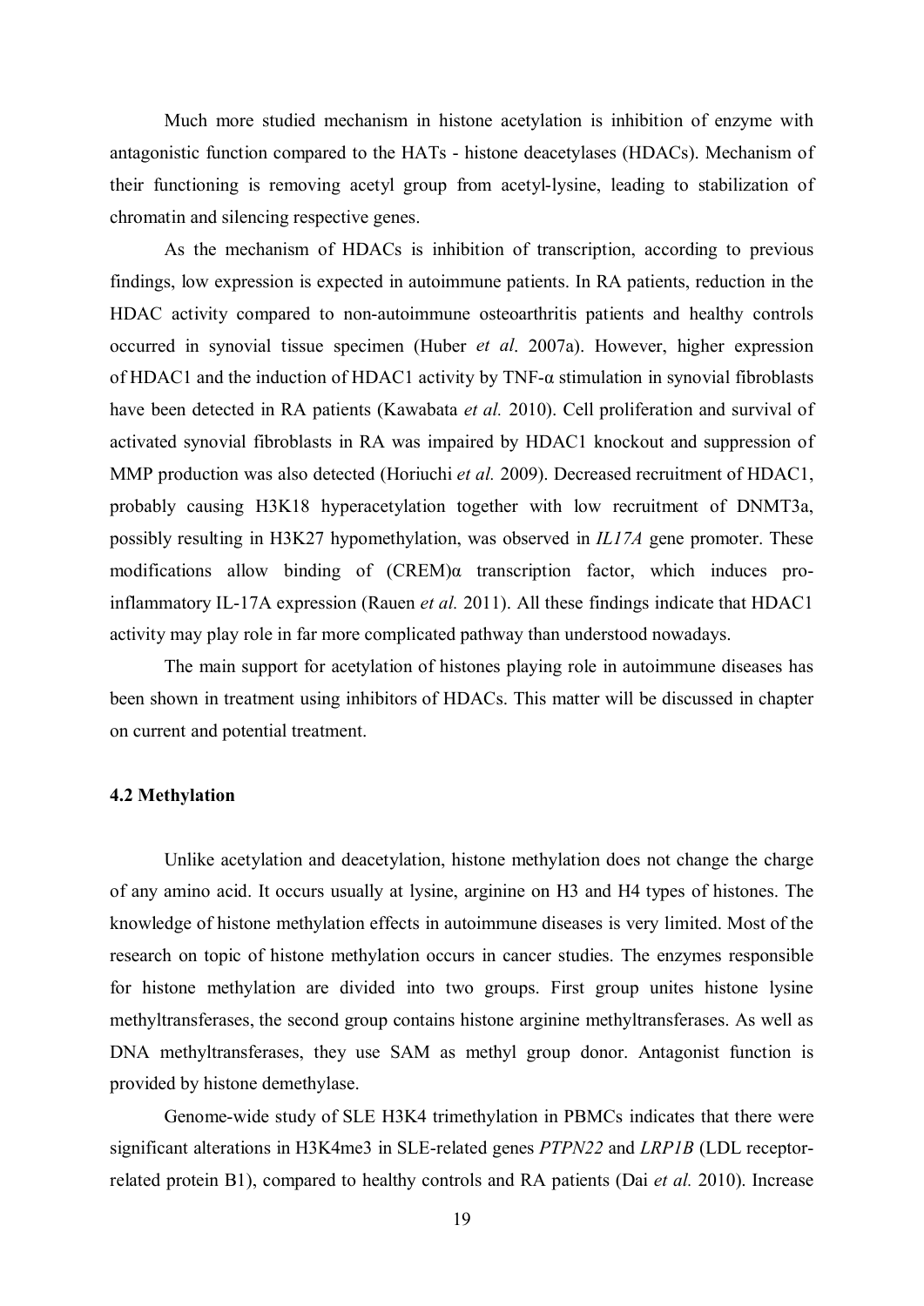Much more studied mechanism in histone acetylation is inhibition of enzyme with antagonistic function compared to the HATs - histone deacetylases (HDACs). Mechanism of their functioning is removing acetyl group from acetyl-lysine, leading to stabilization of chromatin and silencing respective genes.

As the mechanism of HDACs is inhibition of transcription, according to previous findings, low expression is expected in autoimmune patients. In RA patients, reduction in the HDAC activity compared to non-autoimmune osteoarthritis patients and healthy controls occurred in synovial tissue specimen (Huber *et al*. 2007a). However, higher expression of HDAC1 and the induction of HDAC1 activity by TNF-α stimulation in synovial fibroblasts have been detected in RA patients (Kawabata *et al.* 2010). Cell proliferation and survival of activated synovial fibroblasts in RA was impaired by HDAC1 knockout and suppression of MMP production was also detected (Horiuchi *et al.* 2009). Decreased recruitment of HDAC1, probably causing H3K18 hyperacetylation together with low recruitment of DNMT3a, possibly resulting in H3K27 hypomethylation, was observed in *IL17A* gene promoter. These modifications allow binding of (CREM)α transcription factor, which induces pro-inflammatory IL-17A expression (Rauen *et al.* 2011). All these findings indicate that HDAC1 activity may play role in far more complicated pathway than understood nowadays.

The main support for acetylation of histones playing role in autoimmune diseases has been shown in treatment using inhibitors of HDACs. This matter will be discussed in chapter on current and potential treatment.

### 4.2 Methylation

Unlike acetylation and deacetylation, histone methylation does not change the charge of any amino acid. It occurs usually at lysine, arginine on H3 and H4 types of histones. The knowledge of histone methylation effects in autoimmune diseases is very limited. Most of the research on topic of histone methylation occurs in cancer studies. The enzymes responsible for histone methylation are divided into two groups. First group unites histone lysine methyltransferases, the second group contains histone arginine methyltransferases. As well as DNA methyltransferases, they use SAM as methyl group donor. Antagonist function is provided by histone demethylase.

Genome-wide study of SLE H3K4 trimethylation in PBMCs indicates that there were significant alterations in H3K4me3 in SLE-related genes *PTPN22* and *LRP1B* (LDL receptor-related protein B1), compared to healthy controls and RA patients (Dai *et al.* 2010). Increase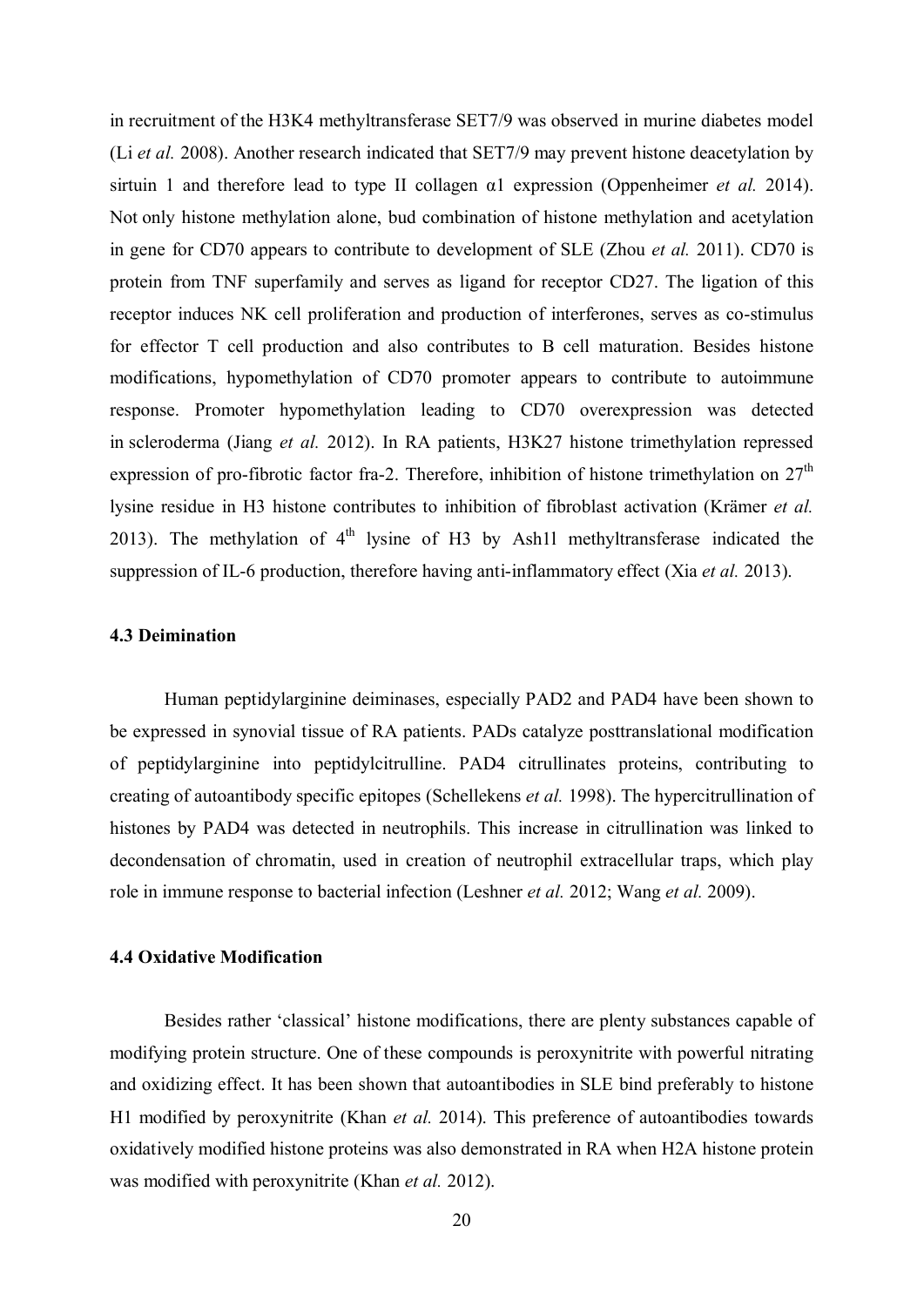in recruitment of the H3K4 methyltransferase SET7/9 was observed in murine diabetes model (Li *et al.* 2008). Another research indicated that SET7/9 may prevent histone deacetylation by sirtuin 1 and therefore lead to type II collagen α1 expression (Oppenheimer *et al.* 2014). Not only histone methylation alone, bud combination of histone methylation and acetylation in gene for CD70 appears to contribute to development of SLE (Zhou *et al.* 2011). CD70 is protein from TNF superfamily and serves as ligand for receptor CD27. The ligation of this receptor induces NK cell proliferation and production of interferones, serves as co-stimulus for effector T cell production and also contributes to B cell maturation. Besides histone modifications, hypomethylation of CD70 promoter appears to contribute to autoimmune response. Promoter hypomethylation leading to CD70 overexpression was detected in scleroderma (Jiang *et al.* 2012). In RA patients, H3K27 histone trimethylation repressed expression of pro-fibrotic factor fra-2. Therefore, inhibition of histone trimethylation on 27$^{th}$ lysine residue in H3 histone contributes to inhibition of fibroblast activation (Krämer *et al.* 2013). The methylation of 4$^{th}$ lysine of H3 by Ash1l methyltransferase indicated the suppression of IL-6 production, therefore having anti-inflammatory effect (Xia *et al.* 2013).

### 4.3 Deimination

Human peptidylarginine deiminases, especially PAD2 and PAD4 have been shown to be expressed in synovial tissue of RA patients. PADs catalyze posttranslational modification of peptidylarginine into peptidylcitrulline. PAD4 citrullinates proteins, contributing to creating of autoantibody specific epitopes (Schellekens *et al.* 1998). The hypercitrullination of histones by PAD4 was detected in neutrophils. This increase in citrullination was linked to decondensation of chromatin, used in creation of neutrophil extracellular traps, which play role in immune response to bacterial infection (Leshner *et al.* 2012; Wang *et al.* 2009).

### 4.4 Oxidative Modification

Besides rather 'classical' histone modifications, there are plenty substances capable of modifying protein structure. One of these compounds is peroxynitrite with powerful nitrating and oxidizing effect. It has been shown that autoantibodies in SLE bind preferably to histone H1 modified by peroxynitrite (Khan *et al.* 2014). This preference of autoantibodies towards oxidatively modified histone proteins was also demonstrated in RA when H2A histone protein was modified with peroxynitrite (Khan *et al.* 2012).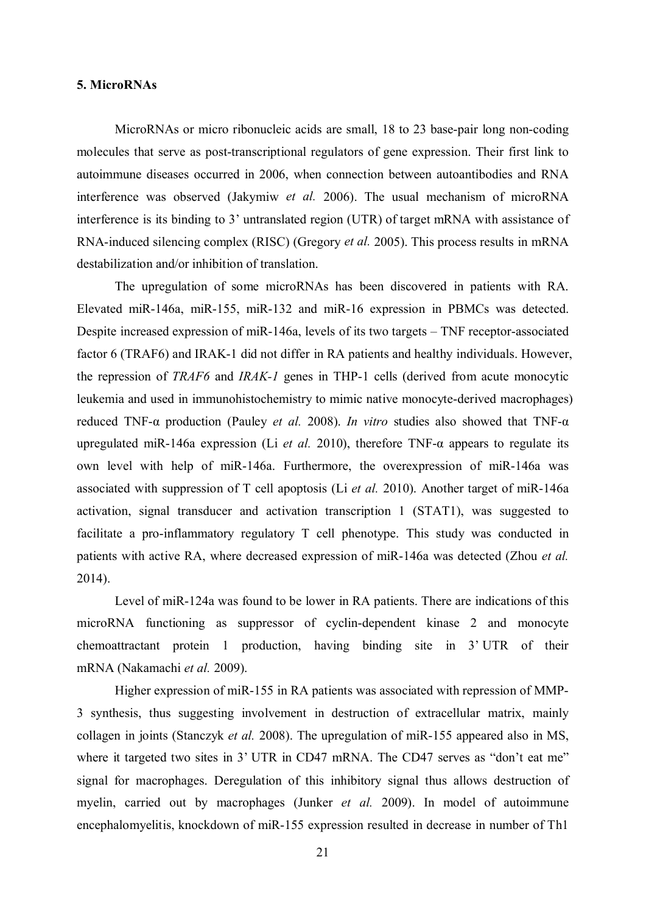### 5. MicroRNAs

MicroRNAs or micro ribonucleic acids are small, 18 to 23 base-pair long non-coding molecules that serve as post-transcriptional regulators of gene expression. Their first link to autoimmune diseases occurred in 2006, when connection between autoantibodies and RNA interference was observed (Jakymiw *et al.* 2006). The usual mechanism of microRNA interference is its binding to 3' untranslated region (UTR) of target mRNA with assistance of RNA-induced silencing complex (RISC) (Gregory *et al.* 2005). This process results in mRNA destabilization and/or inhibition of translation.

The upregulation of some microRNAs has been discovered in patients with RA. Elevated miR-146a, miR-155, miR-132 and miR-16 expression in PBMCs was detected. Despite increased expression of miR-146a, levels of its two targets – TNF receptor-associated factor 6 (TRAF6) and IRAK-1 did not differ in RA patients and healthy individuals. However, the repression of *TRAF6* and *IRAK-1* genes in THP-1 cells (derived from acute monocytic leukemia and used in immunohistochemistry to mimic native monocyte-derived macrophages) reduced TNF-α production (Pauley *et al.* 2008). *In vitro* studies also showed that TNF-α upregulated miR-146a expression (Li *et al.* 2010), therefore TNF-α appears to regulate its own level with help of miR-146a. Furthermore, the overexpression of miR-146a was associated with suppression of T cell apoptosis (Li *et al.* 2010). Another target of miR-146a activation, signal transducer and activation transcription 1 (STAT1), was suggested to facilitate a pro-inflammatory regulatory T cell phenotype. This study was conducted in patients with active RA, where decreased expression of miR-146a was detected (Zhou *et al.* 2014).

Level of miR-124a was found to be lower in RA patients. There are indications of this microRNA functioning as suppressor of cyclin-dependent kinase 2 and monocyte chemoattractant protein 1 production, having binding site in 3' UTR of their mRNA (Nakamachi *et al.* 2009).

Higher expression of miR-155 in RA patients was associated with repression of MMP-3 synthesis, thus suggesting involvement in destruction of extracellular matrix, mainly collagen in joints (Stanczyk *et al.* 2008). The upregulation of miR-155 appeared also in MS, where it targeted two sites in 3' UTR in CD47 mRNA. The CD47 serves as "don't eat me" signal for macrophages. Deregulation of this inhibitory signal thus allows destruction of myelin, carried out by macrophages (Junker *et al.* 2009). In model of autoimmune encephalomyelitis, knockdown of miR-155 expression resulted in decrease in number of Th1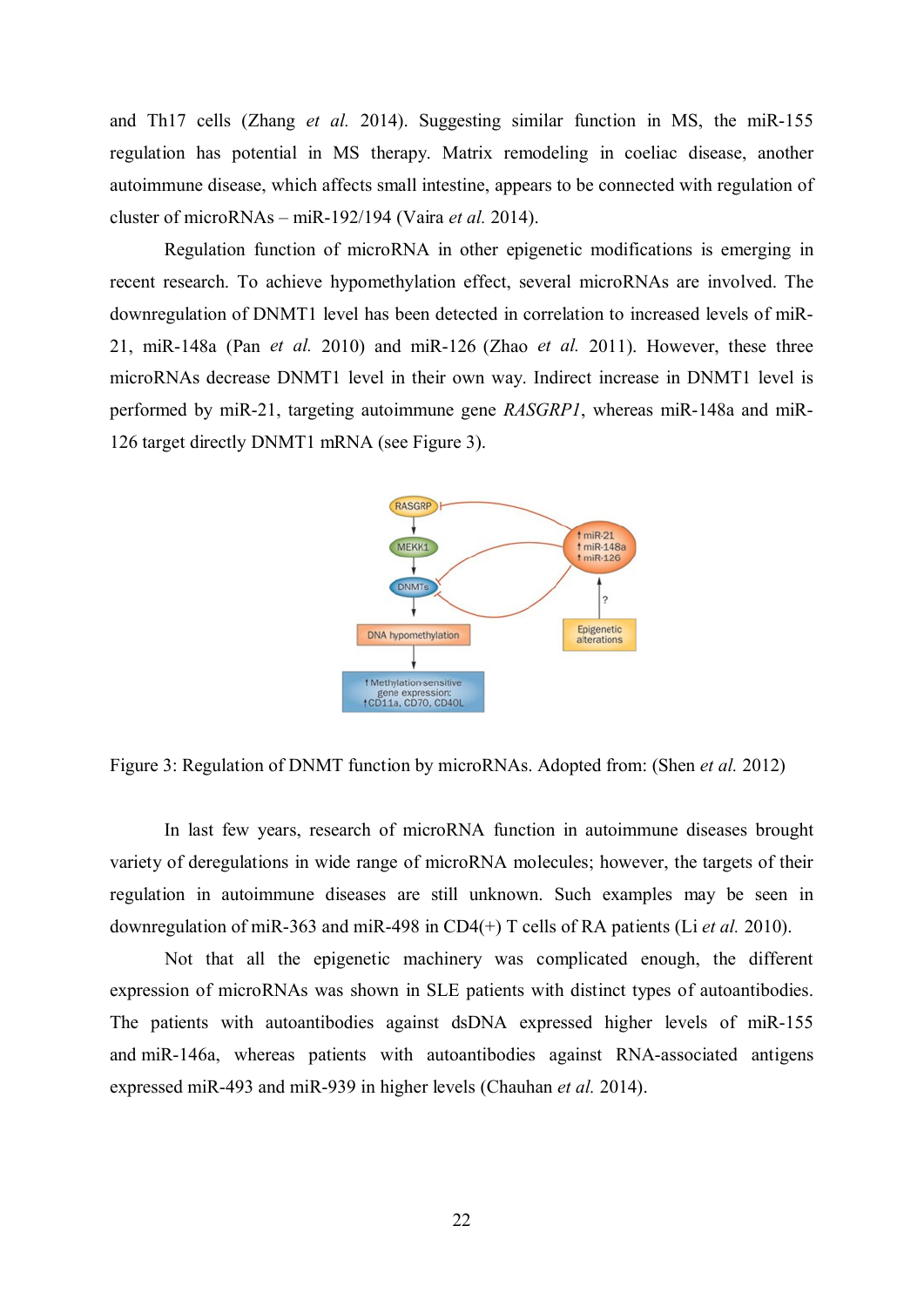and Th17 cells (Zhang *et al.* 2014). Suggesting similar function in MS, the miR-155 regulation has potential in MS therapy. Matrix remodeling in coeliac disease, another autoimmune disease, which affects small intestine, appears to be connected with regulation of cluster of microRNAs – miR-192/194 (Vaira *et al.* 2014).

Regulation function of microRNA in other epigenetic modifications is emerging in recent research. To achieve hypomethylation effect, several microRNAs are involved. The downregulation of DNMT1 level has been detected in correlation to increased levels of miR-21, miR-148a (Pan *et al.* 2010) and miR-126 (Zhao *et al.* 2011). However, these three microRNAs decrease DNMT1 level in their own way. Indirect increase in DNMT1 level is performed by miR-21, targeting autoimmune gene *RASGRP1*, whereas miR-148a and miR-126 target directly DNMT1 mRNA (see Figure 3).

RASGRP
MEKK1
DNMTs
DNA hypomethylation
↑ Methylation-sensitive gene expression: ↑CD11a, CD70, CD40L
↑ miR-21
↑ miR-148a
↑ miR-126
?
Epigenetic alterations

Figure 3: Regulation of DNMT function by microRNAs. Adopted from: (Shen *et al.* 2012)

In last few years, research of microRNA function in autoimmune diseases brought variety of deregulations in wide range of microRNA molecules; however, the targets of their regulation in autoimmune diseases are still unknown. Such examples may be seen in downregulation of miR-363 and miR-498 in CD4(+) T cells of RA patients (Li *et al.* 2010).

Not that all the epigenetic machinery was complicated enough, the different expression of microRNAs was shown in SLE patients with distinct types of autoantibodies. The patients with autoantibodies against dsDNA expressed higher levels of miR-155 and miR-146a, whereas patients with autoantibodies against RNA-associated antigens expressed miR-493 and miR-939 in higher levels (Chauhan *et al.* 2014).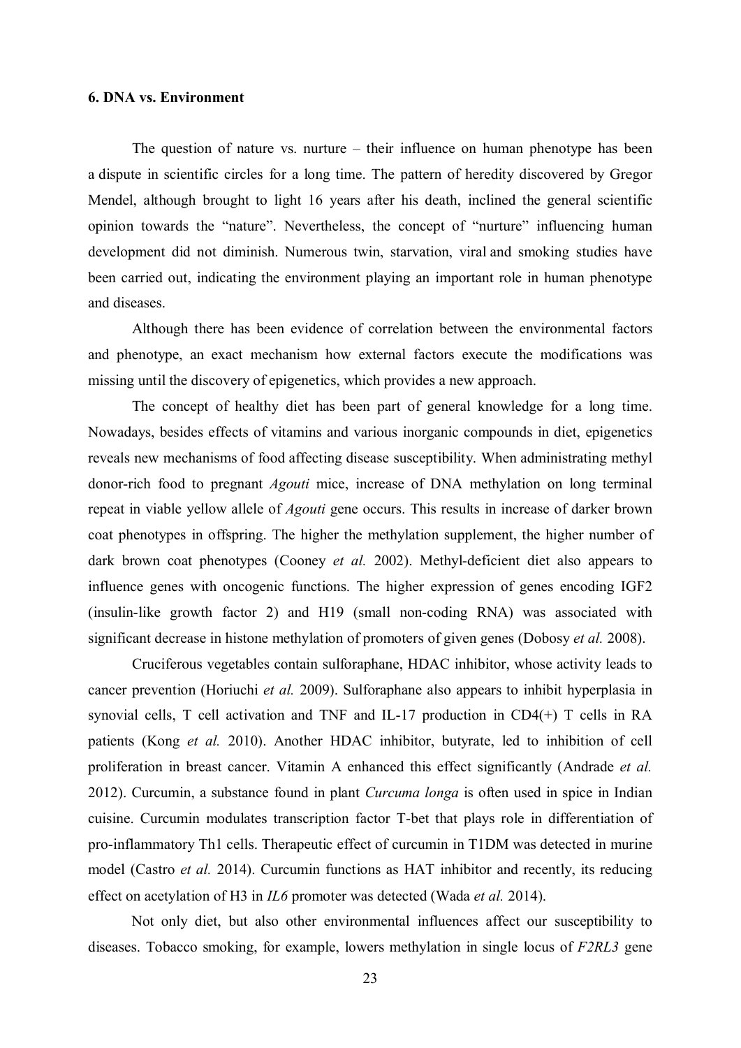## 6. DNA vs. Environment

The question of nature vs. nurture – their influence on human phenotype has been a dispute in scientific circles for a long time. The pattern of heredity discovered by Gregor Mendel, although brought to light 16 years after his death, inclined the general scientific opinion towards the "nature". Nevertheless, the concept of "nurture" influencing human development did not diminish. Numerous twin, starvation, viral and smoking studies have been carried out, indicating the environment playing an important role in human phenotype and diseases.

Although there has been evidence of correlation between the environmental factors and phenotype, an exact mechanism how external factors execute the modifications was missing until the discovery of epigenetics, which provides a new approach.

The concept of healthy diet has been part of general knowledge for a long time. Nowadays, besides effects of vitamins and various inorganic compounds in diet, epigenetics reveals new mechanisms of food affecting disease susceptibility. When administrating methyl donor-rich food to pregnant *Agouti* mice, increase of DNA methylation on long terminal repeat in viable yellow allele of *Agouti* gene occurs. This results in increase of darker brown coat phenotypes in offspring. The higher the methylation supplement, the higher number of dark brown coat phenotypes (Cooney *et al.* 2002). Methyl-deficient diet also appears to influence genes with oncogenic functions. The higher expression of genes encoding IGF2 (insulin-like growth factor 2) and H19 (small non-coding RNA) was associated with significant decrease in histone methylation of promoters of given genes (Dobosy *et al.* 2008).

Cruciferous vegetables contain sulforaphane, HDAC inhibitor, whose activity leads to cancer prevention (Horiuchi *et al.* 2009). Sulforaphane also appears to inhibit hyperplasia in synovial cells, T cell activation and TNF and IL-17 production in CD4(+) T cells in RA patients (Kong *et al.* 2010). Another HDAC inhibitor, butyrate, led to inhibition of cell proliferation in breast cancer. Vitamin A enhanced this effect significantly (Andrade *et al.* 2012). Curcumin, a substance found in plant *Curcuma longa* is often used in spice in Indian cuisine. Curcumin modulates transcription factor T-bet that plays role in differentiation of pro-inflammatory Th1 cells. Therapeutic effect of curcumin in T1DM was detected in murine model (Castro *et al.* 2014). Curcumin functions as HAT inhibitor and recently, its reducing effect on acetylation of H3 in *IL6* promoter was detected (Wada *et al.* 2014).

Not only diet, but also other environmental influences affect our susceptibility to diseases. Tobacco smoking, for example, lowers methylation in single locus of *F2RL3* gene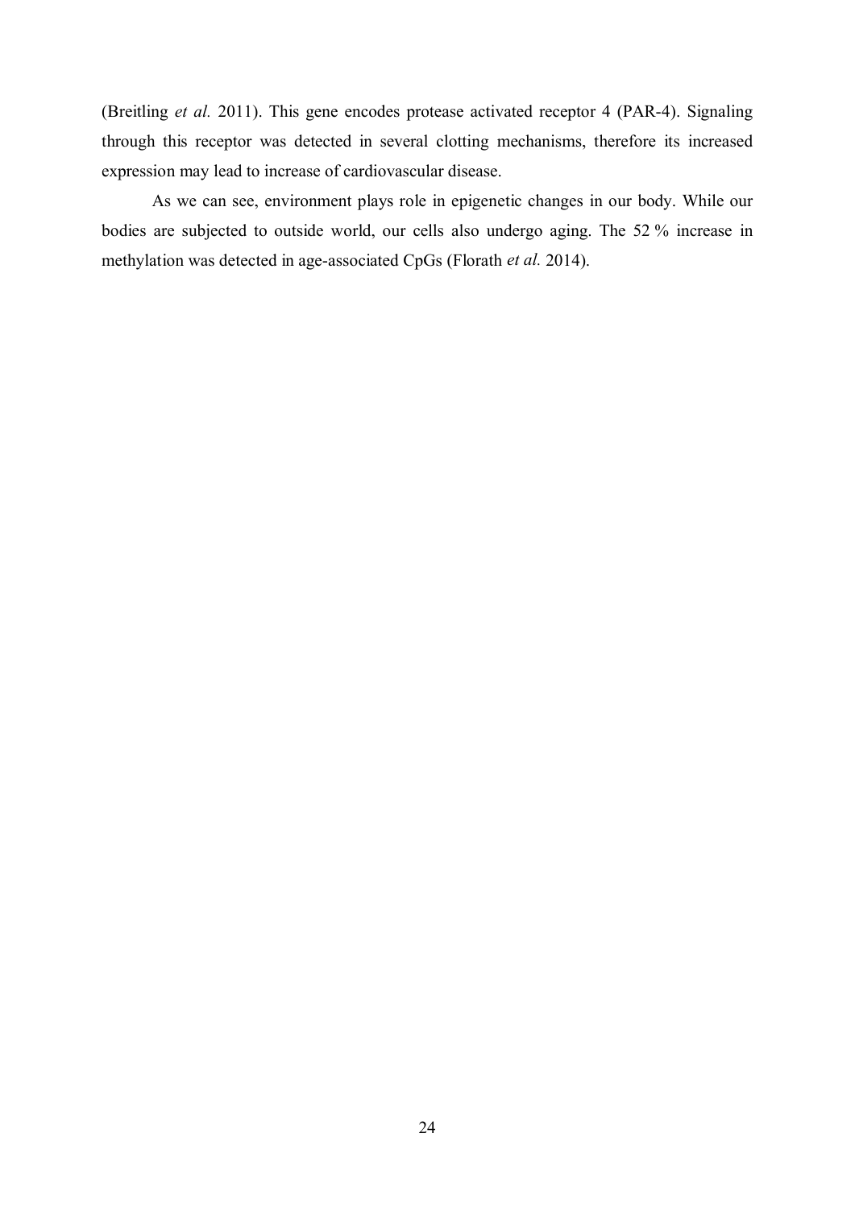(Breitling *et al.* 2011). This gene encodes protease activated receptor 4 (PAR-4). Signaling through this receptor was detected in several clotting mechanisms, therefore its increased expression may lead to increase of cardiovascular disease.

As we can see, environment plays role in epigenetic changes in our body. While our bodies are subjected to outside world, our cells also undergo aging. The 52 % increase in methylation was detected in age-associated CpGs (Florath *et al.* 2014).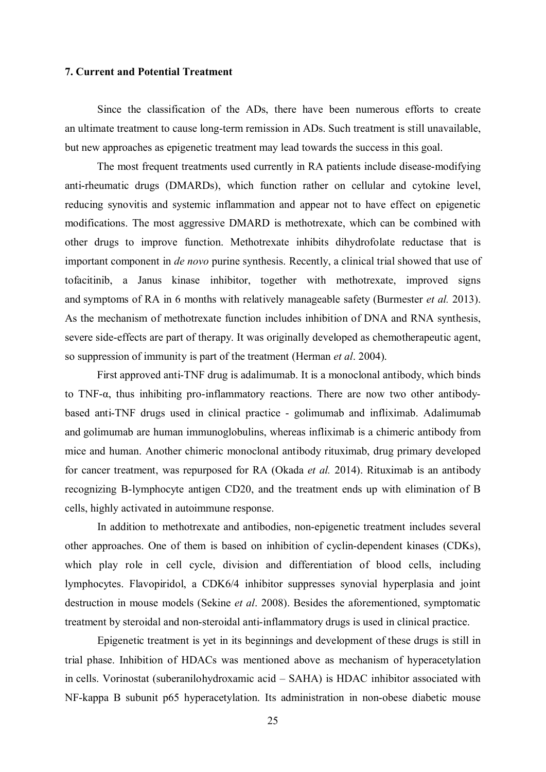## 7. Current and Potential Treatment

Since the classification of the ADs, there have been numerous efforts to create an ultimate treatment to cause long-term remission in ADs. Such treatment is still unavailable, but new approaches as epigenetic treatment may lead towards the success in this goal.

The most frequent treatments used currently in RA patients include disease-modifying anti-rheumatic drugs (DMARDs), which function rather on cellular and cytokine level, reducing synovitis and systemic inflammation and appear not to have effect on epigenetic modifications. The most aggressive DMARD is methotrexate, which can be combined with other drugs to improve function. Methotrexate inhibits dihydrofolate reductase that is important component in *de novo* purine synthesis. Recently, a clinical trial showed that use of tofacitinib, a Janus kinase inhibitor, together with methotrexate, improved signs and symptoms of RA in 6 months with relatively manageable safety (Burmester *et al.* 2013). As the mechanism of methotrexate function includes inhibition of DNA and RNA synthesis, severe side-effects are part of therapy. It was originally developed as chemotherapeutic agent, so suppression of immunity is part of the treatment (Herman *et al*. 2004).

First approved anti-TNF drug is adalimumab. It is a monoclonal antibody, which binds to TNF-α, thus inhibiting pro-inflammatory reactions. There are now two other antibody-based anti-TNF drugs used in clinical practice - golimumab and infliximab. Adalimumab and golimumab are human immunoglobulins, whereas infliximab is a chimeric antibody from mice and human. Another chimeric monoclonal antibody rituximab, drug primary developed for cancer treatment, was repurposed for RA (Okada *et al.* 2014). Rituximab is an antibody recognizing B-lymphocyte antigen CD20, and the treatment ends up with elimination of B cells, highly activated in autoimmune response.

In addition to methotrexate and antibodies, non-epigenetic treatment includes several other approaches. One of them is based on inhibition of cyclin-dependent kinases (CDKs), which play role in cell cycle, division and differentiation of blood cells, including lymphocytes. Flavopiridol, a CDK6/4 inhibitor suppresses synovial hyperplasia and joint destruction in mouse models (Sekine *et al*. 2008). Besides the aforementioned, symptomatic treatment by steroidal and non-steroidal anti-inflammatory drugs is used in clinical practice.

Epigenetic treatment is yet in its beginnings and development of these drugs is still in trial phase. Inhibition of HDACs was mentioned above as mechanism of hyperacetylation in cells. Vorinostat (suberanilohydroxamic acid – SAHA) is HDAC inhibitor associated with NF-kappa B subunit p65 hyperacetylation. Its administration in non-obese diabetic mouse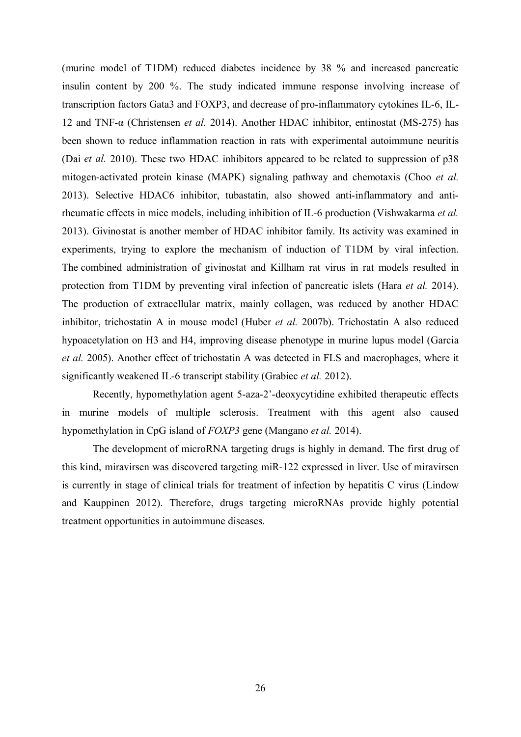(murine model of T1DM) reduced diabetes incidence by 38 % and increased pancreatic insulin content by 200 %. The study indicated immune response involving increase of transcription factors Gata3 and FOXP3, and decrease of pro-inflammatory cytokines IL-6, IL-12 and TNF-α (Christensen *et al.* 2014). Another HDAC inhibitor, entinostat (MS-275) has been shown to reduce inflammation reaction in rats with experimental autoimmune neuritis (Dai *et al.* 2010). These two HDAC inhibitors appeared to be related to suppression of p38 mitogen-activated protein kinase (MAPK) signaling pathway and chemotaxis (Choo *et al.* 2013). Selective HDAC6 inhibitor, tubastatin, also showed anti-inflammatory and anti-rheumatic effects in mice models, including inhibition of IL-6 production (Vishwakarma *et al.* 2013). Givinostat is another member of HDAC inhibitor family. Its activity was examined in experiments, trying to explore the mechanism of induction of T1DM by viral infection. The combined administration of givinostat and Killham rat virus in rat models resulted in protection from T1DM by preventing viral infection of pancreatic islets (Hara *et al.* 2014). The production of extracellular matrix, mainly collagen, was reduced by another HDAC inhibitor, trichostatin A in mouse model (Huber *et al.* 2007b). Trichostatin A also reduced hypoacetylation on H3 and H4, improving disease phenotype in murine lupus model (Garcia *et al.* 2005). Another effect of trichostatin A was detected in FLS and macrophages, where it significantly weakened IL-6 transcript stability (Grabiec *et al.* 2012).

Recently, hypomethylation agent 5-aza-2'-deoxycytidine exhibited therapeutic effects in murine models of multiple sclerosis. Treatment with this agent also caused hypomethylation in CpG island of *FOXP3* gene (Mangano *et al.* 2014).

The development of microRNA targeting drugs is highly in demand. The first drug of this kind, miravirsen was discovered targeting miR-122 expressed in liver. Use of miravirsen is currently in stage of clinical trials for treatment of infection by hepatitis C virus (Lindow and Kauppinen 2012). Therefore, drugs targeting microRNAs provide highly potential treatment opportunities in autoimmune diseases.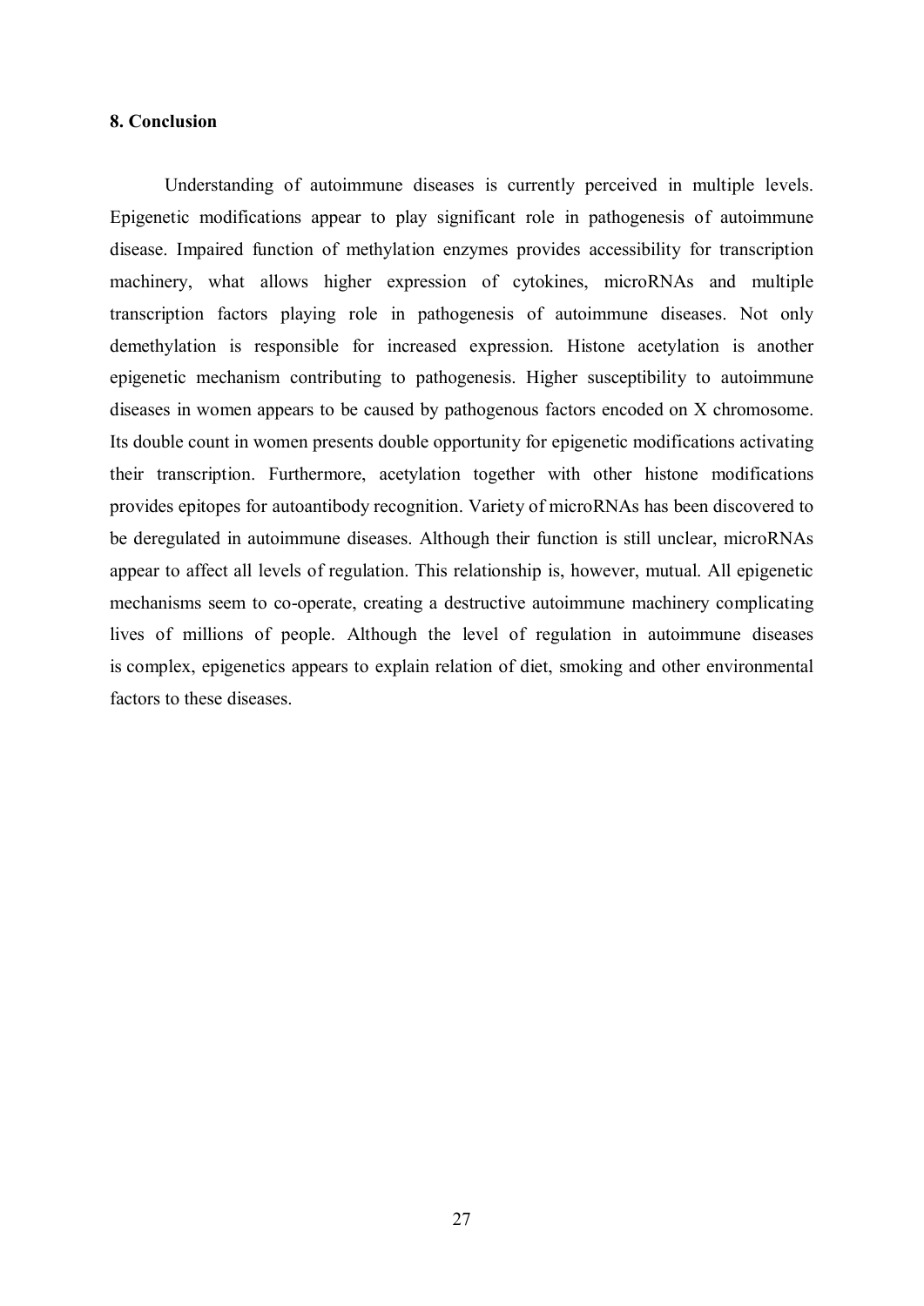## 8. Conclusion

Understanding of autoimmune diseases is currently perceived in multiple levels. Epigenetic modifications appear to play significant role in pathogenesis of autoimmune disease. Impaired function of methylation enzymes provides accessibility for transcription machinery, what allows higher expression of cytokines, microRNAs and multiple transcription factors playing role in pathogenesis of autoimmune diseases. Not only demethylation is responsible for increased expression. Histone acetylation is another epigenetic mechanism contributing to pathogenesis. Higher susceptibility to autoimmune diseases in women appears to be caused by pathogenous factors encoded on X chromosome. Its double count in women presents double opportunity for epigenetic modifications activating their transcription. Furthermore, acetylation together with other histone modifications provides epitopes for autoantibody recognition. Variety of microRNAs has been discovered to be deregulated in autoimmune diseases. Although their function is still unclear, microRNAs appear to affect all levels of regulation. This relationship is, however, mutual. All epigenetic mechanisms seem to co-operate, creating a destructive autoimmune machinery complicating lives of millions of people. Although the level of regulation in autoimmune diseases is complex, epigenetics appears to explain relation of diet, smoking and other environmental factors to these diseases.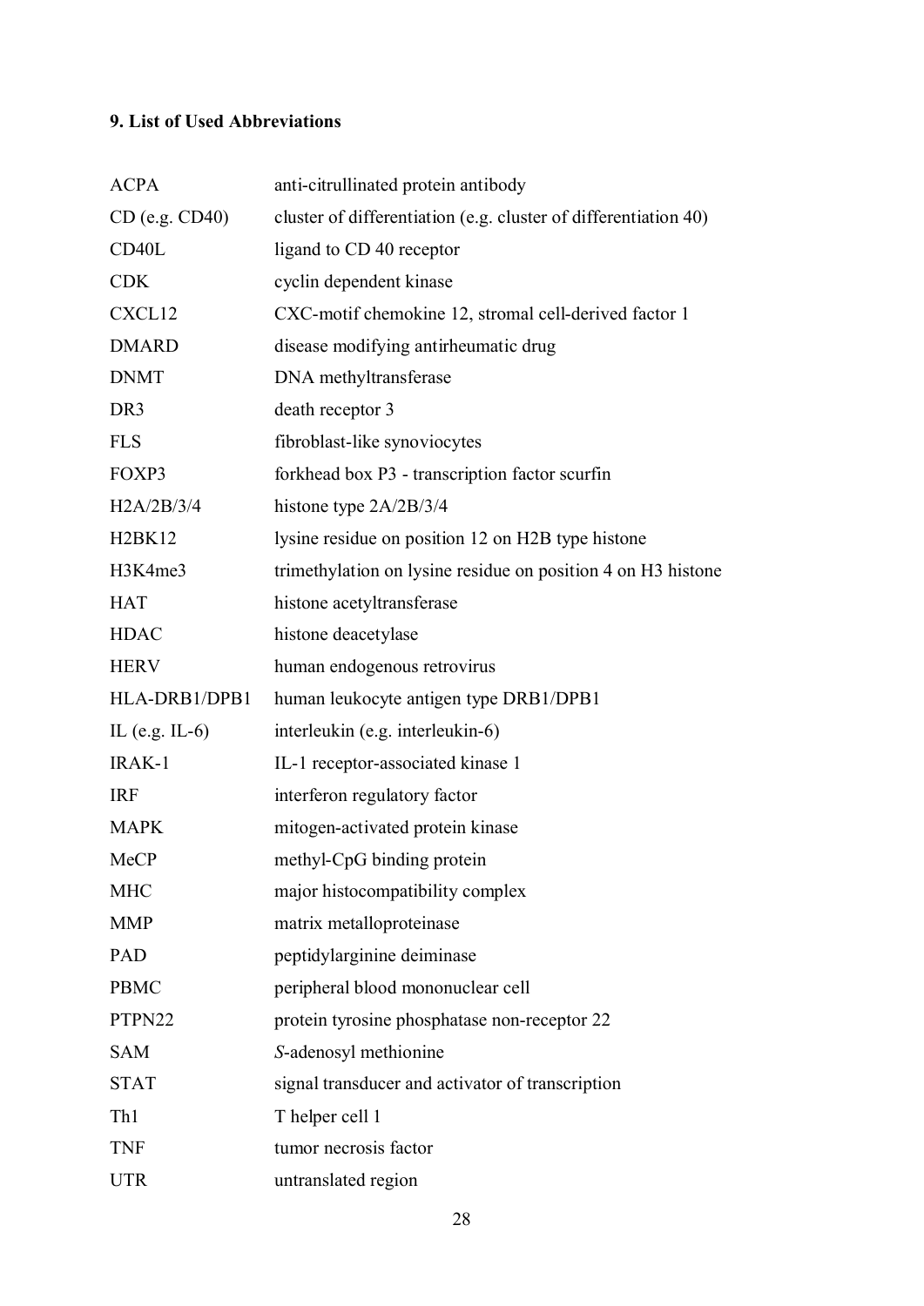## 9. List of Used Abbreviations

| | |
|---|---|
| ACPA | anti-citrullinated protein antibody |
| CD (e.g. CD40) | cluster of differentiation (e.g. cluster of differentiation 40) |
| CD40L | ligand to CD 40 receptor |
| CDK | cyclin dependent kinase |
| CXCL12 | CXC-motif chemokine 12, stromal cell-derived factor 1 |
| DMARD | disease modifying antirheumatic drug |
| DNMT | DNA methyltransferase |
| DR3 | death receptor 3 |
| FLS | fibroblast-like synoviocytes |
| FOXP3 | forkhead box P3 - transcription factor scurfin |
| H2A/2B/3/4 | histone type 2A/2B/3/4 |
| H2BK12 | lysine residue on position 12 on H2B type histone |
| H3K4me3 | trimethylation on lysine residue on position 4 on H3 histone |
| HAT | histone acetyltransferase |
| HDAC | histone deacetylase |
| HERV | human endogenous retrovirus |
| HLA-DRB1/DPB1 | human leukocyte antigen type DRB1/DPB1 |
| IL (e.g. IL-6) | interleukin (e.g. interleukin-6) |
| IRAK-1 | IL-1 receptor-associated kinase 1 |
| IRF | interferon regulatory factor |
| MAPK | mitogen-activated protein kinase |
| MeCP | methyl-CpG binding protein |
| MHC | major histocompatibility complex |
| MMP | matrix metalloproteinase |
| PAD | peptidylarginine deiminase |
| PBMC | peripheral blood mononuclear cell |
| PTPN22 | protein tyrosine phosphatase non-receptor 22 |
| SAM | *S*-adenosyl methionine |
| STAT | signal transducer and activator of transcription |
| Th1 | T helper cell 1 |
| TNF | tumor necrosis factor |
| UTR | untranslated region |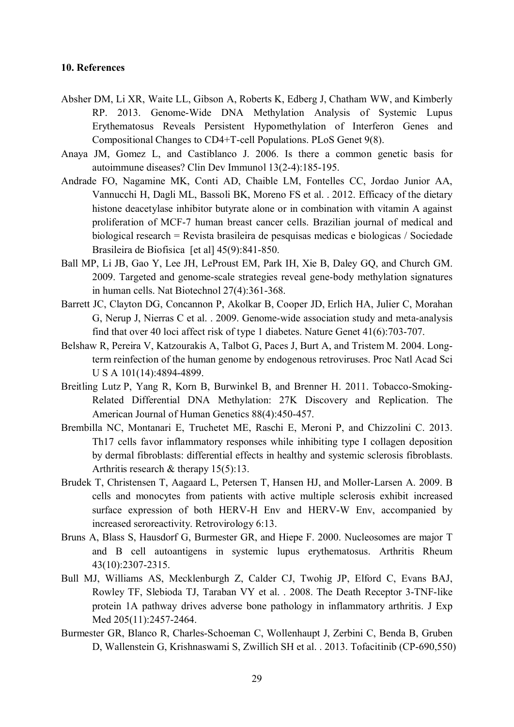## 10. References

Absher DM, Li XR, Waite LL, Gibson A, Roberts K, Edberg J, Chatham WW, and Kimberly RP. 2013. Genome-Wide DNA Methylation Analysis of Systemic Lupus Erythematosus Reveals Persistent Hypomethylation of Interferon Genes and Compositional Changes to CD4+T-cell Populations. PLoS Genet 9(8).

Anaya JM, Gomez L, and Castiblanco J. 2006. Is there a common genetic basis for autoimmune diseases? Clin Dev Immunol 13(2-4):185-195.

Andrade FO, Nagamine MK, Conti AD, Chaible LM, Fontelles CC, Jordao Junior AA, Vannucchi H, Dagli ML, Bassoli BK, Moreno FS et al. . 2012. Efficacy of the dietary histone deacetylase inhibitor butyrate alone or in combination with vitamin A against proliferation of MCF-7 human breast cancer cells. Brazilian journal of medical and biological research = Revista brasileira de pesquisas medicas e biologicas / Sociedade Brasileira de Biofisica [et al] 45(9):841-850.

Ball MP, Li JB, Gao Y, Lee JH, LeProust EM, Park IH, Xie B, Daley GQ, and Church GM. 2009. Targeted and genome-scale strategies reveal gene-body methylation signatures in human cells. Nat Biotechnol 27(4):361-368.

Barrett JC, Clayton DG, Concannon P, Akolkar B, Cooper JD, Erlich HA, Julier C, Morahan G, Nerup J, Nierras C et al. . 2009. Genome-wide association study and meta-analysis find that over 40 loci affect risk of type 1 diabetes. Nature Genet 41(6):703-707.

Belshaw R, Pereira V, Katzourakis A, Talbot G, Paces J, Burt A, and Tristem M. 2004. Long-term reinfection of the human genome by endogenous retroviruses. Proc Natl Acad Sci U S A 101(14):4894-4899.

Breitling Lutz P, Yang R, Korn B, Burwinkel B, and Brenner H. 2011. Tobacco-Smoking-Related Differential DNA Methylation: 27K Discovery and Replication. The American Journal of Human Genetics 88(4):450-457.

Brembilla NC, Montanari E, Truchetet ME, Raschi E, Meroni P, and Chizzolini C. 2013. Th17 cells favor inflammatory responses while inhibiting type I collagen deposition by dermal fibroblasts: differential effects in healthy and systemic sclerosis fibroblasts. Arthritis research & therapy 15(5):13.

Brudek T, Christensen T, Aagaard L, Petersen T, Hansen HJ, and Moller-Larsen A. 2009. B cells and monocytes from patients with active multiple sclerosis exhibit increased surface expression of both HERV-H Env and HERV-W Env, accompanied by increased seroreactivity. Retrovirology 6:13.

Bruns A, Blass S, Hausdorf G, Burmester GR, and Hiepe F. 2000. Nucleosomes are major T and B cell autoantigens in systemic lupus erythematosus. Arthritis Rheum 43(10):2307-2315.

Bull MJ, Williams AS, Mecklenburgh Z, Calder CJ, Twohig JP, Elford C, Evans BAJ, Rowley TF, Slebioda TJ, Taraban VY et al. . 2008. The Death Receptor 3-TNF-like protein 1A pathway drives adverse bone pathology in inflammatory arthritis. J Exp Med 205(11):2457-2464.

Burmester GR, Blanco R, Charles-Schoeman C, Wollenhaupt J, Zerbini C, Benda B, Gruben D, Wallenstein G, Krishnaswami S, Zwillich SH et al. . 2013. Tofacitinib (CP-690,550)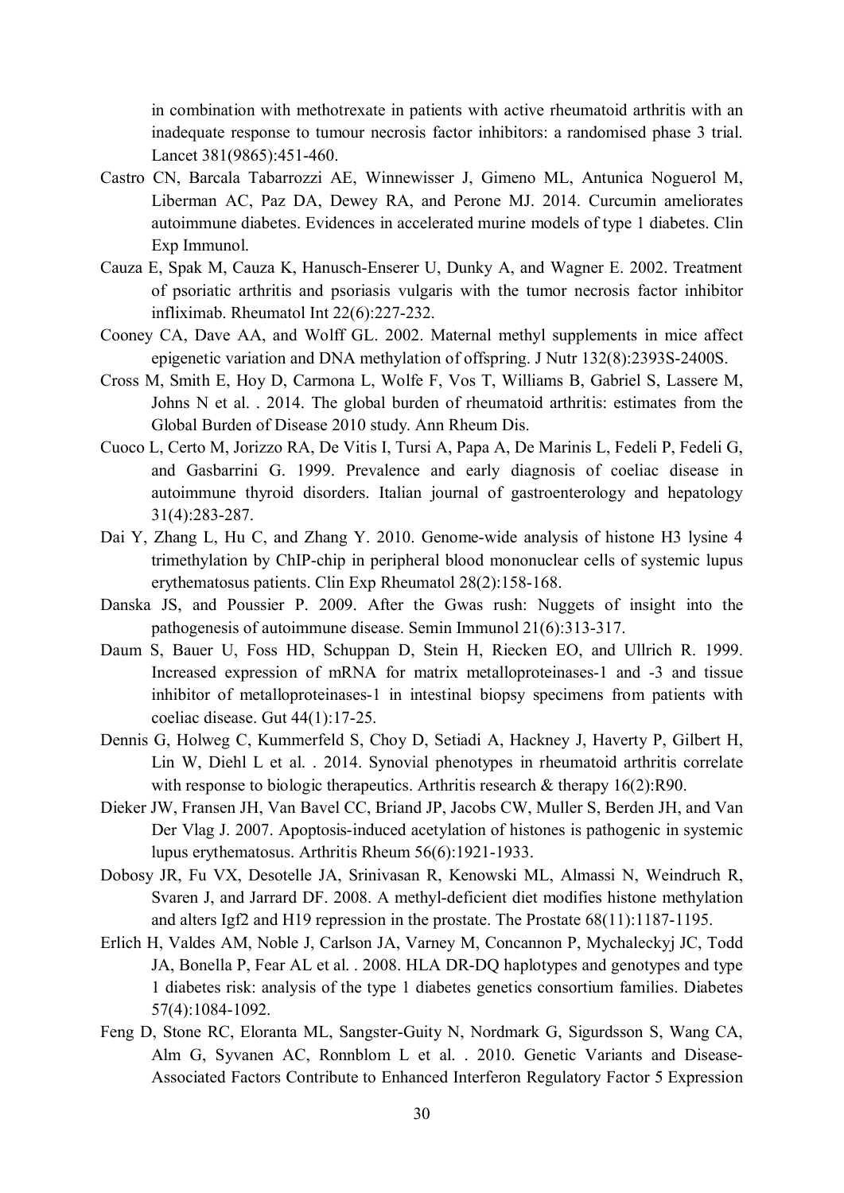in combination with methotrexate in patients with active rheumatoid arthritis with an inadequate response to tumour necrosis factor inhibitors: a randomised phase 3 trial. Lancet 381(9865):451-460.

Castro CN, Barcala Tabarrozzi AE, Winnewisser J, Gimeno ML, Antunica Noguerol M, Liberman AC, Paz DA, Dewey RA, and Perone MJ. 2014. Curcumin ameliorates autoimmune diabetes. Evidences in accelerated murine models of type 1 diabetes. Clin Exp Immunol.

Cauza E, Spak M, Cauza K, Hanusch-Enserer U, Dunky A, and Wagner E. 2002. Treatment of psoriatic arthritis and psoriasis vulgaris with the tumor necrosis factor inhibitor infliximab. Rheumatol Int 22(6):227-232.

Cooney CA, Dave AA, and Wolff GL. 2002. Maternal methyl supplements in mice affect epigenetic variation and DNA methylation of offspring. J Nutr 132(8):2393S-2400S.

Cross M, Smith E, Hoy D, Carmona L, Wolfe F, Vos T, Williams B, Gabriel S, Lassere M, Johns N et al. . 2014. The global burden of rheumatoid arthritis: estimates from the Global Burden of Disease 2010 study. Ann Rheum Dis.

Cuoco L, Certo M, Jorizzo RA, De Vitis I, Tursi A, Papa A, De Marinis L, Fedeli P, Fedeli G, and Gasbarrini G. 1999. Prevalence and early diagnosis of coeliac disease in autoimmune thyroid disorders. Italian journal of gastroenterology and hepatology 31(4):283-287.

Dai Y, Zhang L, Hu C, and Zhang Y. 2010. Genome-wide analysis of histone H3 lysine 4 trimethylation by ChIP-chip in peripheral blood mononuclear cells of systemic lupus erythematosus patients. Clin Exp Rheumatol 28(2):158-168.

Danska JS, and Poussier P. 2009. After the Gwas rush: Nuggets of insight into the pathogenesis of autoimmune disease. Semin Immunol 21(6):313-317.

Daum S, Bauer U, Foss HD, Schuppan D, Stein H, Riecken EO, and Ullrich R. 1999. Increased expression of mRNA for matrix metalloproteinases-1 and -3 and tissue inhibitor of metalloproteinases-1 in intestinal biopsy specimens from patients with coeliac disease. Gut 44(1):17-25.

Dennis G, Holweg C, Kummerfeld S, Choy D, Setiadi A, Hackney J, Haverty P, Gilbert H, Lin W, Diehl L et al. . 2014. Synovial phenotypes in rheumatoid arthritis correlate with response to biologic therapeutics. Arthritis research & therapy 16(2):R90.

Dieker JW, Fransen JH, Van Bavel CC, Briand JP, Jacobs CW, Muller S, Berden JH, and Van Der Vlag J. 2007. Apoptosis-induced acetylation of histones is pathogenic in systemic lupus erythematosus. Arthritis Rheum 56(6):1921-1933.

Dobosy JR, Fu VX, Desotelle JA, Srinivasan R, Kenowski ML, Almassi N, Weindruch R, Svaren J, and Jarrard DF. 2008. A methyl-deficient diet modifies histone methylation and alters Igf2 and H19 repression in the prostate. The Prostate 68(11):1187-1195.

Erlich H, Valdes AM, Noble J, Carlson JA, Varney M, Concannon P, Mychaleckyj JC, Todd JA, Bonella P, Fear AL et al. . 2008. HLA DR-DQ haplotypes and genotypes and type 1 diabetes risk: analysis of the type 1 diabetes genetics consortium families. Diabetes 57(4):1084-1092.

Feng D, Stone RC, Eloranta ML, Sangster-Guity N, Nordmark G, Sigurdsson S, Wang CA, Alm G, Syvanen AC, Ronnblom L et al. . 2010. Genetic Variants and Disease-Associated Factors Contribute to Enhanced Interferon Regulatory Factor 5 Expression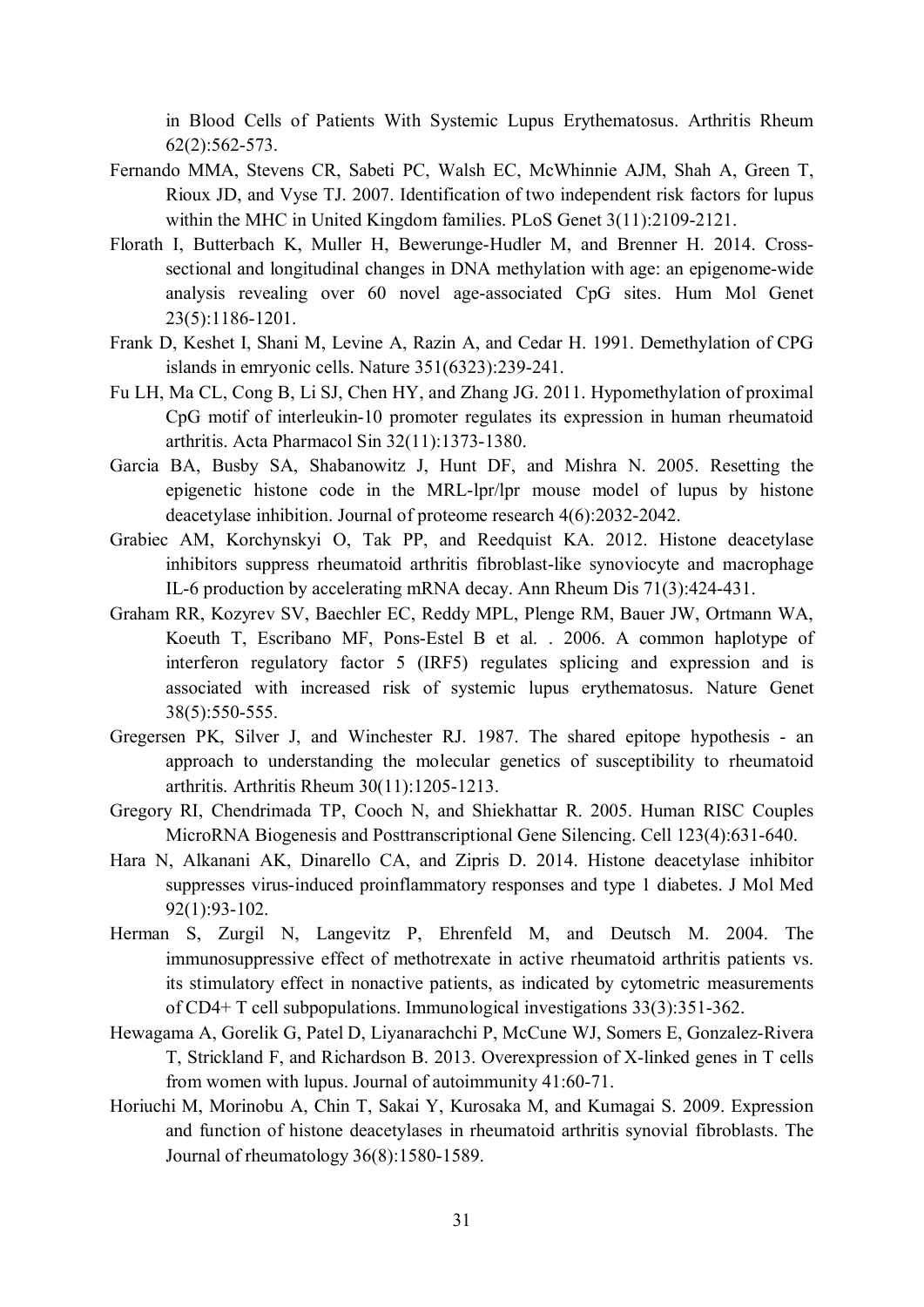in Blood Cells of Patients With Systemic Lupus Erythematosus. Arthritis Rheum 62(2):562-573.

Fernando MMA, Stevens CR, Sabeti PC, Walsh EC, McWhinnie AJM, Shah A, Green T, Rioux JD, and Vyse TJ. 2007. Identification of two independent risk factors for lupus within the MHC in United Kingdom families. PLoS Genet 3(11):2109-2121.

Florath I, Butterbach K, Muller H, Bewerunge-Hudler M, and Brenner H. 2014. Cross-sectional and longitudinal changes in DNA methylation with age: an epigenome-wide analysis revealing over 60 novel age-associated CpG sites. Hum Mol Genet 23(5):1186-1201.

Frank D, Keshet I, Shani M, Levine A, Razin A, and Cedar H. 1991. Demethylation of CPG islands in emryonic cells. Nature 351(6323):239-241.

Fu LH, Ma CL, Cong B, Li SJ, Chen HY, and Zhang JG. 2011. Hypomethylation of proximal CpG motif of interleukin-10 promoter regulates its expression in human rheumatoid arthritis. Acta Pharmacol Sin 32(11):1373-1380.

Garcia BA, Busby SA, Shabanowitz J, Hunt DF, and Mishra N. 2005. Resetting the epigenetic histone code in the MRL-lpr/lpr mouse model of lupus by histone deacetylase inhibition. Journal of proteome research 4(6):2032-2042.

Grabiec AM, Korchynskyi O, Tak PP, and Reedquist KA. 2012. Histone deacetylase inhibitors suppress rheumatoid arthritis fibroblast-like synoviocyte and macrophage IL-6 production by accelerating mRNA decay. Ann Rheum Dis 71(3):424-431.

Graham RR, Kozyrev SV, Baechler EC, Reddy MPL, Plenge RM, Bauer JW, Ortmann WA, Koeuth T, Escribano MF, Pons-Estel B et al. . 2006. A common haplotype of interferon regulatory factor 5 (IRF5) regulates splicing and expression and is associated with increased risk of systemic lupus erythematosus. Nature Genet 38(5):550-555.

Gregersen PK, Silver J, and Winchester RJ. 1987. The shared epitope hypothesis - an approach to understanding the molecular genetics of susceptibility to rheumatoid arthritis. Arthritis Rheum 30(11):1205-1213.

Gregory RI, Chendrimada TP, Cooch N, and Shiekhattar R. 2005. Human RISC Couples MicroRNA Biogenesis and Posttranscriptional Gene Silencing. Cell 123(4):631-640.

Hara N, Alkanani AK, Dinarello CA, and Zipris D. 2014. Histone deacetylase inhibitor suppresses virus-induced proinflammatory responses and type 1 diabetes. J Mol Med 92(1):93-102.

Herman S, Zurgil N, Langevitz P, Ehrenfeld M, and Deutsch M. 2004. The immunosuppressive effect of methotrexate in active rheumatoid arthritis patients vs. its stimulatory effect in nonactive patients, as indicated by cytometric measurements of CD4+ T cell subpopulations. Immunological investigations 33(3):351-362.

Hewagama A, Gorelik G, Patel D, Liyanarachchi P, McCune WJ, Somers E, Gonzalez-Rivera T, Strickland F, and Richardson B. 2013. Overexpression of X-linked genes in T cells from women with lupus. Journal of autoimmunity 41:60-71.

Horiuchi M, Morinobu A, Chin T, Sakai Y, Kurosaka M, and Kumagai S. 2009. Expression and function of histone deacetylases in rheumatoid arthritis synovial fibroblasts. The Journal of rheumatology 36(8):1580-1589.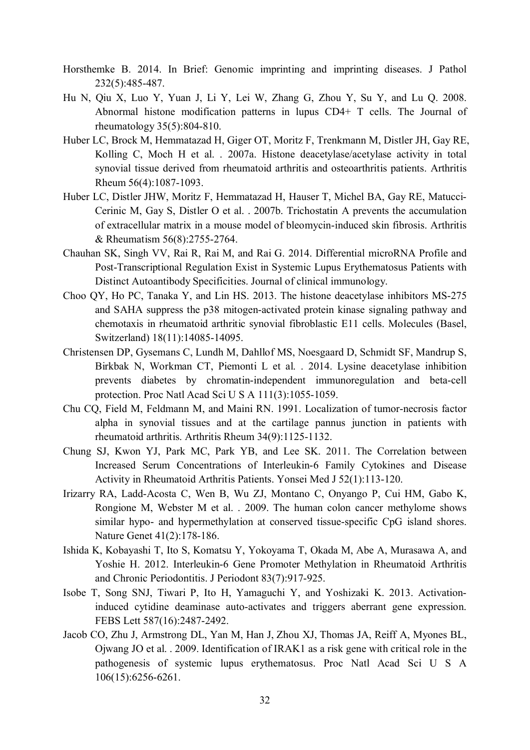Horsthemke B. 2014. In Brief: Genomic imprinting and imprinting diseases. J Pathol 232(5):485-487.

Hu N, Qiu X, Luo Y, Yuan J, Li Y, Lei W, Zhang G, Zhou Y, Su Y, and Lu Q. 2008. Abnormal histone modification patterns in lupus CD4+ T cells. The Journal of rheumatology 35(5):804-810.

Huber LC, Brock M, Hemmatazad H, Giger OT, Moritz F, Trenkmann M, Distler JH, Gay RE, Kolling C, Moch H et al. . 2007a. Histone deacetylase/acetylase activity in total synovial tissue derived from rheumatoid arthritis and osteoarthritis patients. Arthritis Rheum 56(4):1087-1093.

Huber LC, Distler JHW, Moritz F, Hemmatazad H, Hauser T, Michel BA, Gay RE, Matucci-Cerinic M, Gay S, Distler O et al. . 2007b. Trichostatin A prevents the accumulation of extracellular matrix in a mouse model of bleomycin-induced skin fibrosis. Arthritis & Rheumatism 56(8):2755-2764.

Chauhan SK, Singh VV, Rai R, Rai M, and Rai G. 2014. Differential microRNA Profile and Post-Transcriptional Regulation Exist in Systemic Lupus Erythematosus Patients with Distinct Autoantibody Specificities. Journal of clinical immunology.

Choo QY, Ho PC, Tanaka Y, and Lin HS. 2013. The histone deacetylase inhibitors MS-275 and SAHA suppress the p38 mitogen-activated protein kinase signaling pathway and chemotaxis in rheumatoid arthritic synovial fibroblastic E11 cells. Molecules (Basel, Switzerland) 18(11):14085-14095.

Christensen DP, Gysemans C, Lundh M, Dahllof MS, Noesgaard D, Schmidt SF, Mandrup S, Birkbak N, Workman CT, Piemonti L et al. . 2014. Lysine deacetylase inhibition prevents diabetes by chromatin-independent immunoregulation and beta-cell protection. Proc Natl Acad Sci U S A 111(3):1055-1059.

Chu CQ, Field M, Feldmann M, and Maini RN. 1991. Localization of tumor-necrosis factor alpha in synovial tissues and at the cartilage pannus junction in patients with rheumatoid arthritis. Arthritis Rheum 34(9):1125-1132.

Chung SJ, Kwon YJ, Park MC, Park YB, and Lee SK. 2011. The Correlation between Increased Serum Concentrations of Interleukin-6 Family Cytokines and Disease Activity in Rheumatoid Arthritis Patients. Yonsei Med J 52(1):113-120.

Irizarry RA, Ladd-Acosta C, Wen B, Wu ZJ, Montano C, Onyango P, Cui HM, Gabo K, Rongione M, Webster M et al. . 2009. The human colon cancer methylome shows similar hypo- and hypermethylation at conserved tissue-specific CpG island shores. Nature Genet 41(2):178-186.

Ishida K, Kobayashi T, Ito S, Komatsu Y, Yokoyama T, Okada M, Abe A, Murasawa A, and Yoshie H. 2012. Interleukin-6 Gene Promoter Methylation in Rheumatoid Arthritis and Chronic Periodontitis. J Periodont 83(7):917-925.

Isobe T, Song SNJ, Tiwari P, Ito H, Yamaguchi Y, and Yoshizaki K. 2013. Activation-induced cytidine deaminase auto-activates and triggers aberrant gene expression. FEBS Lett 587(16):2487-2492.

Jacob CO, Zhu J, Armstrong DL, Yan M, Han J, Zhou XJ, Thomas JA, Reiff A, Myones BL, Ojwang JO et al. . 2009. Identification of IRAK1 as a risk gene with critical role in the pathogenesis of systemic lupus erythematosus. Proc Natl Acad Sci U S A 106(15):6256-6261.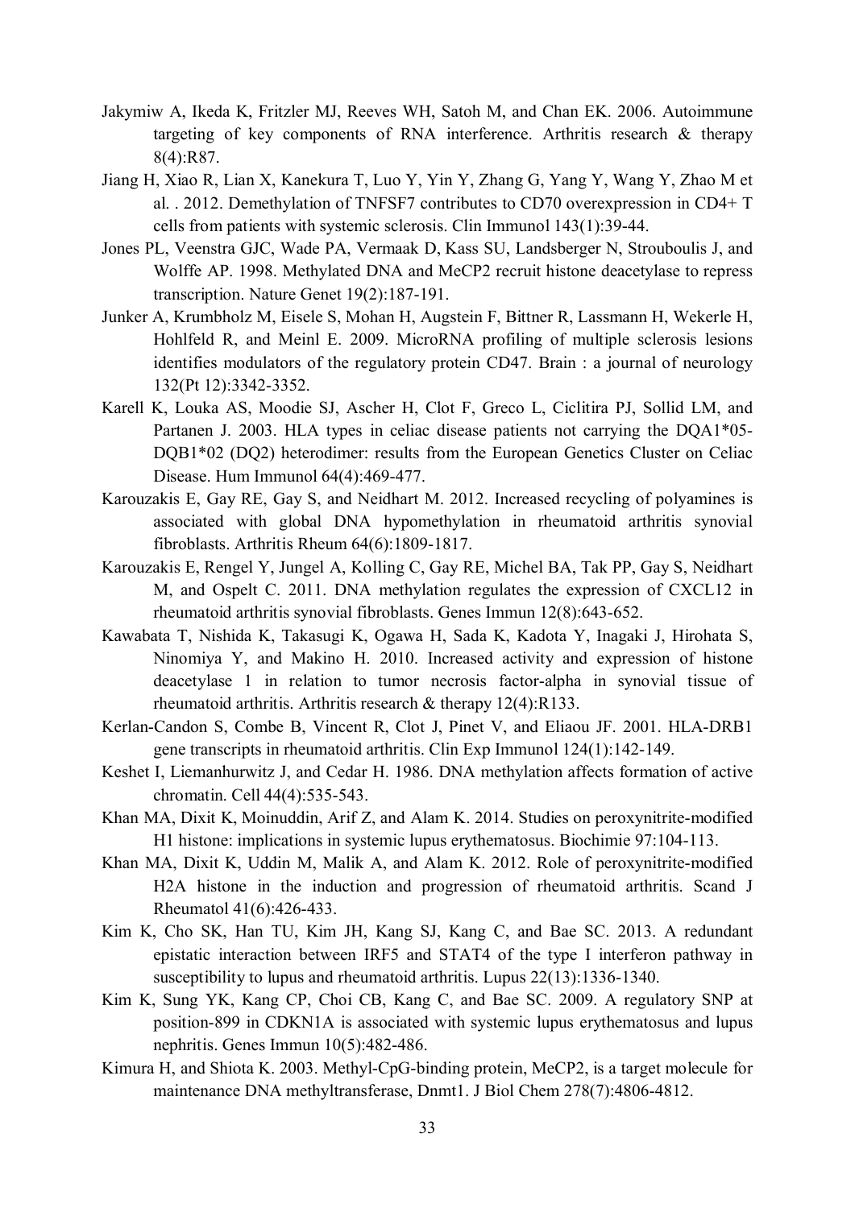Jakymiw A, Ikeda K, Fritzler MJ, Reeves WH, Satoh M, and Chan EK. 2006. Autoimmune targeting of key components of RNA interference. Arthritis research & therapy 8(4):R87.

Jiang H, Xiao R, Lian X, Kanekura T, Luo Y, Yin Y, Zhang G, Yang Y, Wang Y, Zhao M et al. . 2012. Demethylation of TNFSF7 contributes to CD70 overexpression in CD4+ T cells from patients with systemic sclerosis. Clin Immunol 143(1):39-44.

Jones PL, Veenstra GJC, Wade PA, Vermaak D, Kass SU, Landsberger N, Strouboulis J, and Wolffe AP. 1998. Methylated DNA and MeCP2 recruit histone deacetylase to repress transcription. Nature Genet 19(2):187-191.

Junker A, Krumbholz M, Eisele S, Mohan H, Augstein F, Bittner R, Lassmann H, Wekerle H, Hohlfeld R, and Meinl E. 2009. MicroRNA profiling of multiple sclerosis lesions identifies modulators of the regulatory protein CD47. Brain : a journal of neurology 132(Pt 12):3342-3352.

Karell K, Louka AS, Moodie SJ, Ascher H, Clot F, Greco L, Ciclitira PJ, Sollid LM, and Partanen J. 2003. HLA types in celiac disease patients not carrying the DQA1*05-DQB1*02 (DQ2) heterodimer: results from the European Genetics Cluster on Celiac Disease. Hum Immunol 64(4):469-477.

Karouzakis E, Gay RE, Gay S, and Neidhart M. 2012. Increased recycling of polyamines is associated with global DNA hypomethylation in rheumatoid arthritis synovial fibroblasts. Arthritis Rheum 64(6):1809-1817.

Karouzakis E, Rengel Y, Jungel A, Kolling C, Gay RE, Michel BA, Tak PP, Gay S, Neidhart M, and Ospelt C. 2011. DNA methylation regulates the expression of CXCL12 in rheumatoid arthritis synovial fibroblasts. Genes Immun 12(8):643-652.

Kawabata T, Nishida K, Takasugi K, Ogawa H, Sada K, Kadota Y, Inagaki J, Hirohata S, Ninomiya Y, and Makino H. 2010. Increased activity and expression of histone deacetylase 1 in relation to tumor necrosis factor-alpha in synovial tissue of rheumatoid arthritis. Arthritis research & therapy 12(4):R133.

Kerlan-Candon S, Combe B, Vincent R, Clot J, Pinet V, and Eliaou JF. 2001. HLA-DRB1 gene transcripts in rheumatoid arthritis. Clin Exp Immunol 124(1):142-149.

Keshet I, Liemanhurwitz J, and Cedar H. 1986. DNA methylation affects formation of active chromatin. Cell 44(4):535-543.

Khan MA, Dixit K, Moinuddin, Arif Z, and Alam K. 2014. Studies on peroxynitrite-modified H1 histone: implications in systemic lupus erythematosus. Biochimie 97:104-113.

Khan MA, Dixit K, Uddin M, Malik A, and Alam K. 2012. Role of peroxynitrite-modified H2A histone in the induction and progression of rheumatoid arthritis. Scand J Rheumatol 41(6):426-433.

Kim K, Cho SK, Han TU, Kim JH, Kang SJ, Kang C, and Bae SC. 2013. A redundant epistatic interaction between IRF5 and STAT4 of the type I interferon pathway in susceptibility to lupus and rheumatoid arthritis. Lupus 22(13):1336-1340.

Kim K, Sung YK, Kang CP, Choi CB, Kang C, and Bae SC. 2009. A regulatory SNP at position-899 in CDKN1A is associated with systemic lupus erythematosus and lupus nephritis. Genes Immun 10(5):482-486.

Kimura H, and Shiota K. 2003. Methyl-CpG-binding protein, MeCP2, is a target molecule for maintenance DNA methyltransferase, Dnmt1. J Biol Chem 278(7):4806-4812.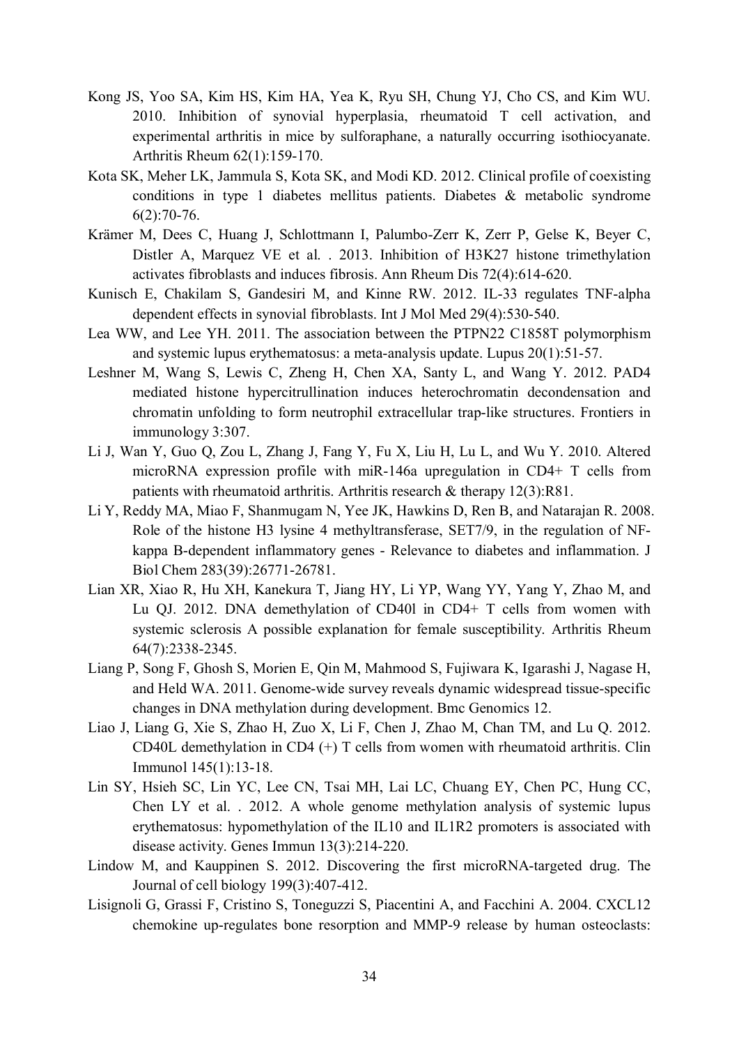Kong JS, Yoo SA, Kim HS, Kim HA, Yea K, Ryu SH, Chung YJ, Cho CS, and Kim WU. 2010. Inhibition of synovial hyperplasia, rheumatoid T cell activation, and experimental arthritis in mice by sulforaphane, a naturally occurring isothiocyanate. Arthritis Rheum 62(1):159-170.

Kota SK, Meher LK, Jammula S, Kota SK, and Modi KD. 2012. Clinical profile of coexisting conditions in type 1 diabetes mellitus patients. Diabetes & metabolic syndrome 6(2):70-76.

Krämer M, Dees C, Huang J, Schlottmann I, Palumbo-Zerr K, Zerr P, Gelse K, Beyer C, Distler A, Marquez VE et al. . 2013. Inhibition of H3K27 histone trimethylation activates fibroblasts and induces fibrosis. Ann Rheum Dis 72(4):614-620.

Kunisch E, Chakilam S, Gandesiri M, and Kinne RW. 2012. IL-33 regulates TNF-alpha dependent effects in synovial fibroblasts. Int J Mol Med 29(4):530-540.

Lea WW, and Lee YH. 2011. The association between the PTPN22 C1858T polymorphism and systemic lupus erythematosus: a meta-analysis update. Lupus 20(1):51-57.

Leshner M, Wang S, Lewis C, Zheng H, Chen XA, Santy L, and Wang Y. 2012. PAD4 mediated histone hypercitrullination induces heterochromatin decondensation and chromatin unfolding to form neutrophil extracellular trap-like structures. Frontiers in immunology 3:307.

Li J, Wan Y, Guo Q, Zou L, Zhang J, Fang Y, Fu X, Liu H, Lu L, and Wu Y. 2010. Altered microRNA expression profile with miR-146a upregulation in CD4+ T cells from patients with rheumatoid arthritis. Arthritis research & therapy 12(3):R81.

Li Y, Reddy MA, Miao F, Shanmugam N, Yee JK, Hawkins D, Ren B, and Natarajan R. 2008. Role of the histone H3 lysine 4 methyltransferase, SET7/9, in the regulation of NF-kappa B-dependent inflammatory genes - Relevance to diabetes and inflammation. J Biol Chem 283(39):26771-26781.

Lian XR, Xiao R, Hu XH, Kanekura T, Jiang HY, Li YP, Wang YY, Yang Y, Zhao M, and Lu QJ. 2012. DNA demethylation of CD40l in CD4+ T cells from women with systemic sclerosis A possible explanation for female susceptibility. Arthritis Rheum 64(7):2338-2345.

Liang P, Song F, Ghosh S, Morien E, Qin M, Mahmood S, Fujiwara K, Igarashi J, Nagase H, and Held WA. 2011. Genome-wide survey reveals dynamic widespread tissue-specific changes in DNA methylation during development. Bmc Genomics 12.

Liao J, Liang G, Xie S, Zhao H, Zuo X, Li F, Chen J, Zhao M, Chan TM, and Lu Q. 2012. CD40L demethylation in CD4 (+) T cells from women with rheumatoid arthritis. Clin Immunol 145(1):13-18.

Lin SY, Hsieh SC, Lin YC, Lee CN, Tsai MH, Lai LC, Chuang EY, Chen PC, Hung CC, Chen LY et al. . 2012. A whole genome methylation analysis of systemic lupus erythematosus: hypomethylation of the IL10 and IL1R2 promoters is associated with disease activity. Genes Immun 13(3):214-220.

Lindow M, and Kauppinen S. 2012. Discovering the first microRNA-targeted drug. The Journal of cell biology 199(3):407-412.

Lisignoli G, Grassi F, Cristino S, Toneguzzi S, Piacentini A, and Facchini A. 2004. CXCL12 chemokine up-regulates bone resorption and MMP-9 release by human osteoclasts: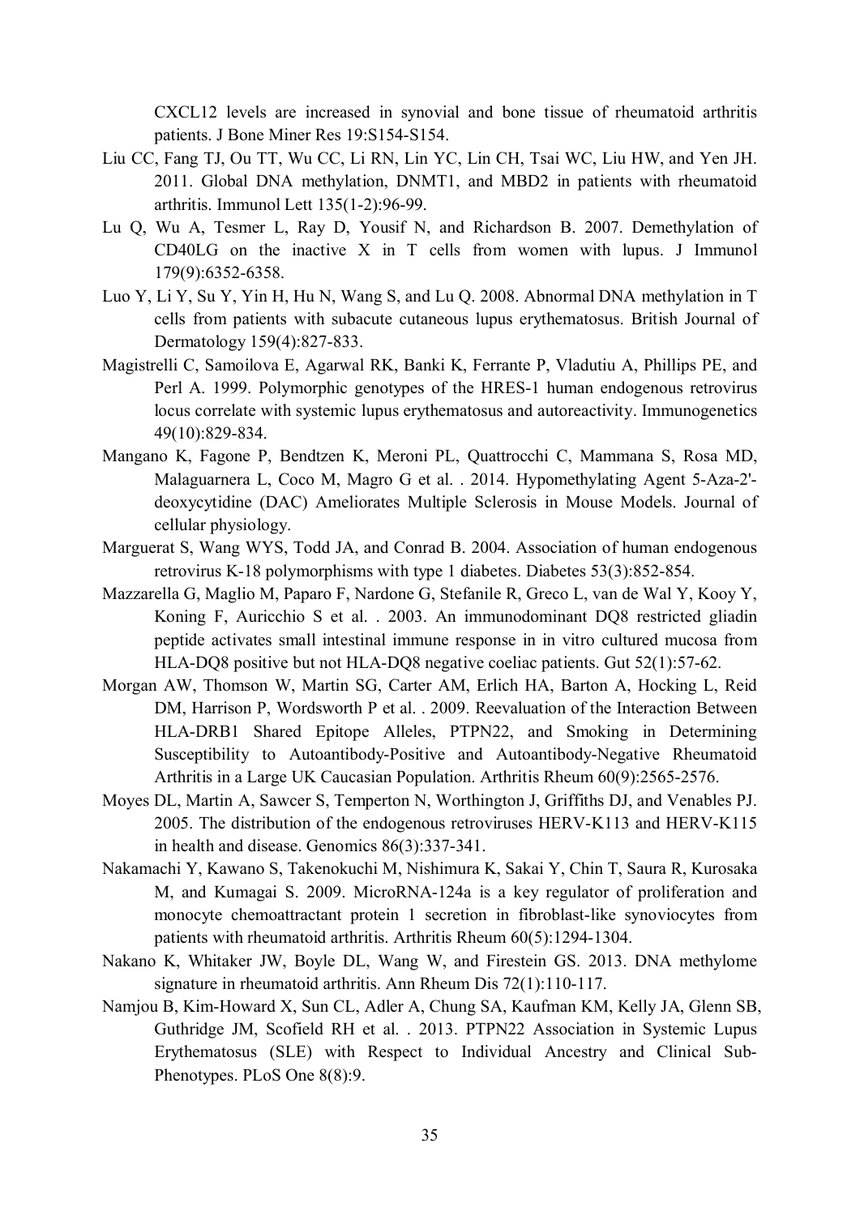CXCL12 levels are increased in synovial and bone tissue of rheumatoid arthritis patients. J Bone Miner Res 19:S154-S154.

Liu CC, Fang TJ, Ou TT, Wu CC, Li RN, Lin YC, Lin CH, Tsai WC, Liu HW, and Yen JH. 2011. Global DNA methylation, DNMT1, and MBD2 in patients with rheumatoid arthritis. Immunol Lett 135(1-2):96-99.

Lu Q, Wu A, Tesmer L, Ray D, Yousif N, and Richardson B. 2007. Demethylation of CD40LG on the inactive X in T cells from women with lupus. J Immunol 179(9):6352-6358.

Luo Y, Li Y, Su Y, Yin H, Hu N, Wang S, and Lu Q. 2008. Abnormal DNA methylation in T cells from patients with subacute cutaneous lupus erythematosus. British Journal of Dermatology 159(4):827-833.

Magistrelli C, Samoilova E, Agarwal RK, Banki K, Ferrante P, Vladutiu A, Phillips PE, and Perl A. 1999. Polymorphic genotypes of the HRES-1 human endogenous retrovirus locus correlate with systemic lupus erythematosus and autoreactivity. Immunogenetics 49(10):829-834.

Mangano K, Fagone P, Bendtzen K, Meroni PL, Quattrocchi C, Mammana S, Rosa MD, Malaguarnera L, Coco M, Magro G et al. . 2014. Hypomethylating Agent 5-Aza-2'-deoxycytidine (DAC) Ameliorates Multiple Sclerosis in Mouse Models. Journal of cellular physiology.

Marguerat S, Wang WYS, Todd JA, and Conrad B. 2004. Association of human endogenous retrovirus K-18 polymorphisms with type 1 diabetes. Diabetes 53(3):852-854.

Mazzarella G, Maglio M, Paparo F, Nardone G, Stefanile R, Greco L, van de Wal Y, Kooy Y, Koning F, Auricchio S et al. . 2003. An immunodominant DQ8 restricted gliadin peptide activates small intestinal immune response in in vitro cultured mucosa from HLA-DQ8 positive but not HLA-DQ8 negative coeliac patients. Gut 52(1):57-62.

Morgan AW, Thomson W, Martin SG, Carter AM, Erlich HA, Barton A, Hocking L, Reid DM, Harrison P, Wordsworth P et al. . 2009. Reevaluation of the Interaction Between HLA-DRB1 Shared Epitope Alleles, PTPN22, and Smoking in Determining Susceptibility to Autoantibody-Positive and Autoantibody-Negative Rheumatoid Arthritis in a Large UK Caucasian Population. Arthritis Rheum 60(9):2565-2576.

Moyes DL, Martin A, Sawcer S, Temperton N, Worthington J, Griffiths DJ, and Venables PJ. 2005. The distribution of the endogenous retroviruses HERV-K113 and HERV-K115 in health and disease. Genomics 86(3):337-341.

Nakamachi Y, Kawano S, Takenokuchi M, Nishimura K, Sakai Y, Chin T, Saura R, Kurosaka M, and Kumagai S. 2009. MicroRNA-124a is a key regulator of proliferation and monocyte chemoattractant protein 1 secretion in fibroblast-like synoviocytes from patients with rheumatoid arthritis. Arthritis Rheum 60(5):1294-1304.

Nakano K, Whitaker JW, Boyle DL, Wang W, and Firestein GS. 2013. DNA methylome signature in rheumatoid arthritis. Ann Rheum Dis 72(1):110-117.

Namjou B, Kim-Howard X, Sun CL, Adler A, Chung SA, Kaufman KM, Kelly JA, Glenn SB, Guthridge JM, Scofield RH et al. . 2013. PTPN22 Association in Systemic Lupus Erythematosus (SLE) with Respect to Individual Ancestry and Clinical Sub-Phenotypes. PLoS One 8(8):9.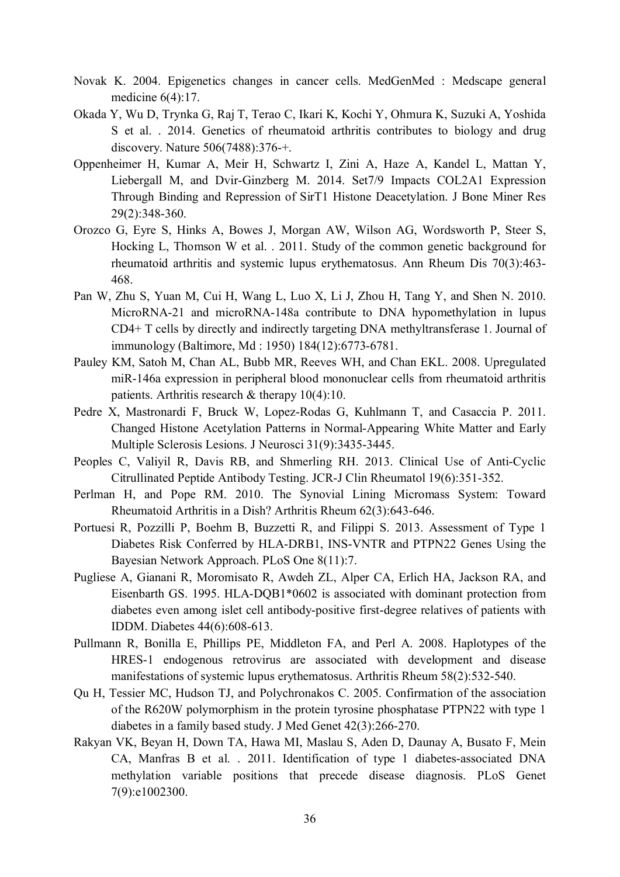Novak K. 2004. Epigenetics changes in cancer cells. MedGenMed : Medscape general medicine 6(4):17.

Okada Y, Wu D, Trynka G, Raj T, Terao C, Ikari K, Kochi Y, Ohmura K, Suzuki A, Yoshida S et al. . 2014. Genetics of rheumatoid arthritis contributes to biology and drug discovery. Nature 506(7488):376-+.

Oppenheimer H, Kumar A, Meir H, Schwartz I, Zini A, Haze A, Kandel L, Mattan Y, Liebergall M, and Dvir-Ginzberg M. 2014. Set7/9 Impacts COL2A1 Expression Through Binding and Repression of SirT1 Histone Deacetylation. J Bone Miner Res 29(2):348-360.

Orozco G, Eyre S, Hinks A, Bowes J, Morgan AW, Wilson AG, Wordsworth P, Steer S, Hocking L, Thomson W et al. . 2011. Study of the common genetic background for rheumatoid arthritis and systemic lupus erythematosus. Ann Rheum Dis 70(3):463-468.

Pan W, Zhu S, Yuan M, Cui H, Wang L, Luo X, Li J, Zhou H, Tang Y, and Shen N. 2010. MicroRNA-21 and microRNA-148a contribute to DNA hypomethylation in lupus CD4+ T cells by directly and indirectly targeting DNA methyltransferase 1. Journal of immunology (Baltimore, Md : 1950) 184(12):6773-6781.

Pauley KM, Satoh M, Chan AL, Bubb MR, Reeves WH, and Chan EKL. 2008. Upregulated miR-146a expression in peripheral blood mononuclear cells from rheumatoid arthritis patients. Arthritis research & therapy 10(4):10.

Pedre X, Mastronardi F, Bruck W, Lopez-Rodas G, Kuhlmann T, and Casaccia P. 2011. Changed Histone Acetylation Patterns in Normal-Appearing White Matter and Early Multiple Sclerosis Lesions. J Neurosci 31(9):3435-3445.

Peoples C, Valiyil R, Davis RB, and Shmerling RH. 2013. Clinical Use of Anti-Cyclic Citrullinated Peptide Antibody Testing. JCR-J Clin Rheumatol 19(6):351-352.

Perlman H, and Pope RM. 2010. The Synovial Lining Micromass System: Toward Rheumatoid Arthritis in a Dish? Arthritis Rheum 62(3):643-646.

Portuesi R, Pozzilli P, Boehm B, Buzzetti R, and Filippi S. 2013. Assessment of Type 1 Diabetes Risk Conferred by HLA-DRB1, INS-VNTR and PTPN22 Genes Using the Bayesian Network Approach. PLoS One 8(11):7.

Pugliese A, Gianani R, Moromisato R, Awdeh ZL, Alper CA, Erlich HA, Jackson RA, and Eisenbarth GS. 1995. HLA-DQB1*0602 is associated with dominant protection from diabetes even among islet cell antibody-positive first-degree relatives of patients with IDDM. Diabetes 44(6):608-613.

Pullmann R, Bonilla E, Phillips PE, Middleton FA, and Perl A. 2008. Haplotypes of the HRES-1 endogenous retrovirus are associated with development and disease manifestations of systemic lupus erythematosus. Arthritis Rheum 58(2):532-540.

Qu H, Tessier MC, Hudson TJ, and Polychronakos C. 2005. Confirmation of the association of the R620W polymorphism in the protein tyrosine phosphatase PTPN22 with type 1 diabetes in a family based study. J Med Genet 42(3):266-270.

Rakyan VK, Beyan H, Down TA, Hawa MI, Maslau S, Aden D, Daunay A, Busato F, Mein CA, Manfras B et al. . 2011. Identification of type 1 diabetes-associated DNA methylation variable positions that precede disease diagnosis. PLoS Genet 7(9):e1002300.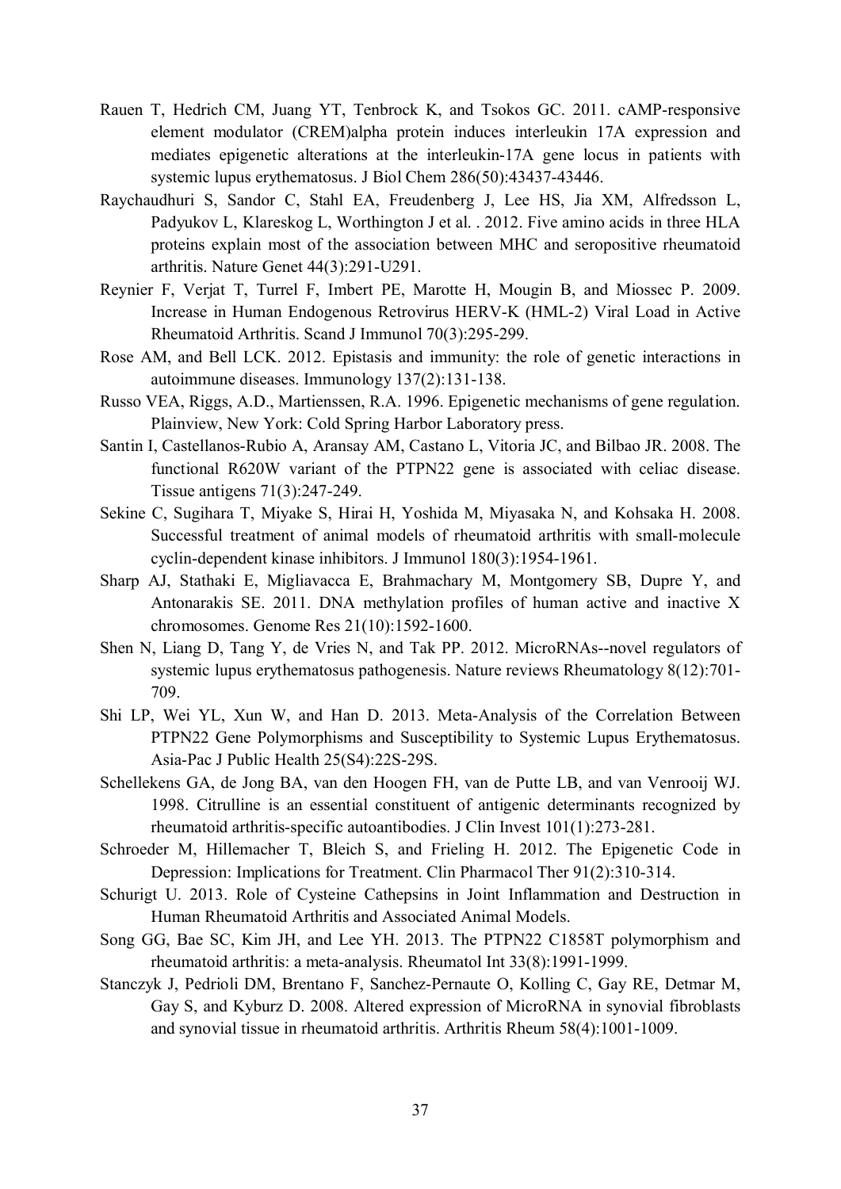Rauen T, Hedrich CM, Juang YT, Tenbrock K, and Tsokos GC. 2011. cAMP-responsive element modulator (CREM)alpha protein induces interleukin 17A expression and mediates epigenetic alterations at the interleukin-17A gene locus in patients with systemic lupus erythematosus. J Biol Chem 286(50):43437-43446.

Raychaudhuri S, Sandor C, Stahl EA, Freudenberg J, Lee HS, Jia XM, Alfredsson L, Padyukov L, Klareskog L, Worthington J et al. . 2012. Five amino acids in three HLA proteins explain most of the association between MHC and seropositive rheumatoid arthritis. Nature Genet 44(3):291-U291.

Reynier F, Verjat T, Turrel F, Imbert PE, Marotte H, Mougin B, and Miossec P. 2009. Increase in Human Endogenous Retrovirus HERV-K (HML-2) Viral Load in Active Rheumatoid Arthritis. Scand J Immunol 70(3):295-299.

Rose AM, and Bell LCK. 2012. Epistasis and immunity: the role of genetic interactions in autoimmune diseases. Immunology 137(2):131-138.

Russo VEA, Riggs, A.D., Martienssen, R.A. 1996. Epigenetic mechanisms of gene regulation. Plainview, New York: Cold Spring Harbor Laboratory press.

Santin I, Castellanos-Rubio A, Aransay AM, Castano L, Vitoria JC, and Bilbao JR. 2008. The functional R620W variant of the PTPN22 gene is associated with celiac disease. Tissue antigens 71(3):247-249.

Sekine C, Sugihara T, Miyake S, Hirai H, Yoshida M, Miyasaka N, and Kohsaka H. 2008. Successful treatment of animal models of rheumatoid arthritis with small-molecule cyclin-dependent kinase inhibitors. J Immunol 180(3):1954-1961.

Sharp AJ, Stathaki E, Migliavacca E, Brahmachary M, Montgomery SB, Dupre Y, and Antonarakis SE. 2011. DNA methylation profiles of human active and inactive X chromosomes. Genome Res 21(10):1592-1600.

Shen N, Liang D, Tang Y, de Vries N, and Tak PP. 2012. MicroRNAs--novel regulators of systemic lupus erythematosus pathogenesis. Nature reviews Rheumatology 8(12):701-709.

Shi LP, Wei YL, Xun W, and Han D. 2013. Meta-Analysis of the Correlation Between PTPN22 Gene Polymorphisms and Susceptibility to Systemic Lupus Erythematosus. Asia-Pac J Public Health 25(S4):22S-29S.

Schellekens GA, de Jong BA, van den Hoogen FH, van de Putte LB, and van Venrooij WJ. 1998. Citrulline is an essential constituent of antigenic determinants recognized by rheumatoid arthritis-specific autoantibodies. J Clin Invest 101(1):273-281.

Schroeder M, Hillemacher T, Bleich S, and Frieling H. 2012. The Epigenetic Code in Depression: Implications for Treatment. Clin Pharmacol Ther 91(2):310-314.

Schurigt U. 2013. Role of Cysteine Cathepsins in Joint Inflammation and Destruction in Human Rheumatoid Arthritis and Associated Animal Models.

Song GG, Bae SC, Kim JH, and Lee YH. 2013. The PTPN22 C1858T polymorphism and rheumatoid arthritis: a meta-analysis. Rheumatol Int 33(8):1991-1999.

Stanczyk J, Pedrioli DM, Brentano F, Sanchez-Pernaute O, Kolling C, Gay RE, Detmar M, Gay S, and Kyburz D. 2008. Altered expression of MicroRNA in synovial fibroblasts and synovial tissue in rheumatoid arthritis. Arthritis Rheum 58(4):1001-1009.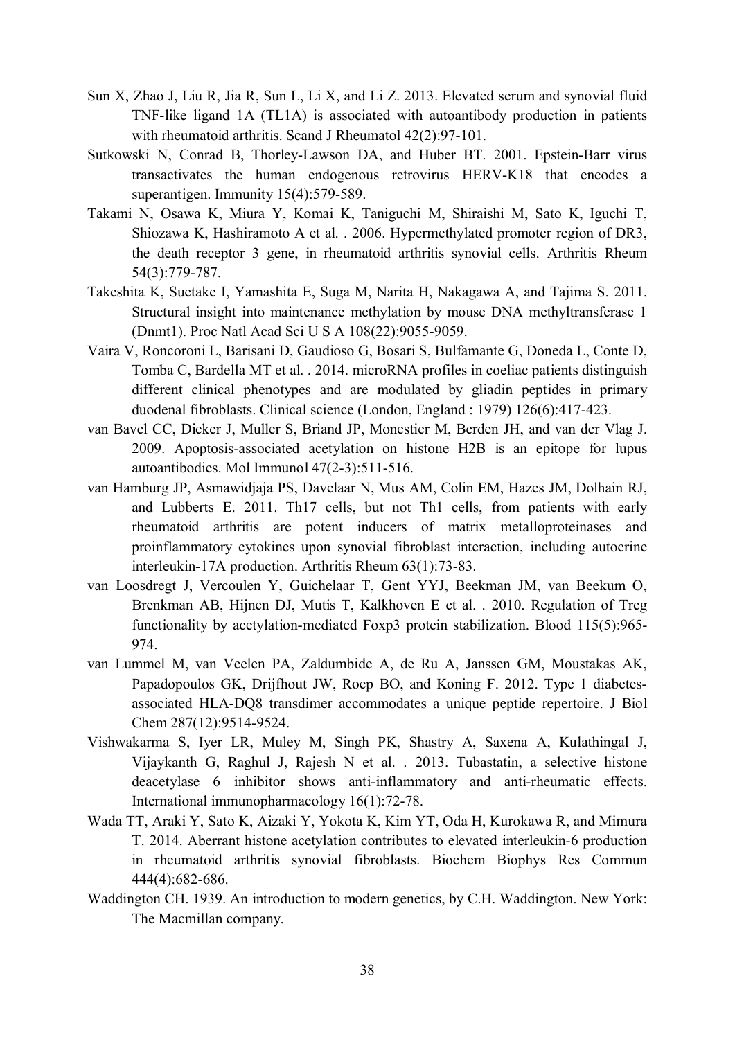Sun X, Zhao J, Liu R, Jia R, Sun L, Li X, and Li Z. 2013. Elevated serum and synovial fluid TNF-like ligand 1A (TL1A) is associated with autoantibody production in patients with rheumatoid arthritis. Scand J Rheumatol 42(2):97-101.

Sutkowski N, Conrad B, Thorley-Lawson DA, and Huber BT. 2001. Epstein-Barr virus transactivates the human endogenous retrovirus HERV-K18 that encodes a superantigen. Immunity 15(4):579-589.

Takami N, Osawa K, Miura Y, Komai K, Taniguchi M, Shiraishi M, Sato K, Iguchi T, Shiozawa K, Hashiramoto A et al. . 2006. Hypermethylated promoter region of DR3, the death receptor 3 gene, in rheumatoid arthritis synovial cells. Arthritis Rheum 54(3):779-787.

Takeshita K, Suetake I, Yamashita E, Suga M, Narita H, Nakagawa A, and Tajima S. 2011. Structural insight into maintenance methylation by mouse DNA methyltransferase 1 (Dnmt1). Proc Natl Acad Sci U S A 108(22):9055-9059.

Vaira V, Roncoroni L, Barisani D, Gaudioso G, Bosari S, Bulfamante G, Doneda L, Conte D, Tomba C, Bardella MT et al. . 2014. microRNA profiles in coeliac patients distinguish different clinical phenotypes and are modulated by gliadin peptides in primary duodenal fibroblasts. Clinical science (London, England : 1979) 126(6):417-423.

van Bavel CC, Dieker J, Muller S, Briand JP, Monestier M, Berden JH, and van der Vlag J. 2009. Apoptosis-associated acetylation on histone H2B is an epitope for lupus autoantibodies. Mol Immunol 47(2-3):511-516.

van Hamburg JP, Asmawidjaja PS, Davelaar N, Mus AM, Colin EM, Hazes JM, Dolhain RJ, and Lubberts E. 2011. Th17 cells, but not Th1 cells, from patients with early rheumatoid arthritis are potent inducers of matrix metalloproteinases and proinflammatory cytokines upon synovial fibroblast interaction, including autocrine interleukin-17A production. Arthritis Rheum 63(1):73-83.

van Loosdregt J, Vercoulen Y, Guichelaar T, Gent YYJ, Beekman JM, van Beekum O, Brenkman AB, Hijnen DJ, Mutis T, Kalkhoven E et al. . 2010. Regulation of Treg functionality by acetylation-mediated Foxp3 protein stabilization. Blood 115(5):965-974.

van Lummel M, van Veelen PA, Zaldumbide A, de Ru A, Janssen GM, Moustakas AK, Papadopoulos GK, Drijfhout JW, Roep BO, and Koning F. 2012. Type 1 diabetes-associated HLA-DQ8 transdimer accommodates a unique peptide repertoire. J Biol Chem 287(12):9514-9524.

Vishwakarma S, Iyer LR, Muley M, Singh PK, Shastry A, Saxena A, Kulathingal J, Vijaykanth G, Raghul J, Rajesh N et al. . 2013. Tubastatin, a selective histone deacetylase 6 inhibitor shows anti-inflammatory and anti-rheumatic effects. International immunopharmacology 16(1):72-78.

Wada TT, Araki Y, Sato K, Aizaki Y, Yokota K, Kim YT, Oda H, Kurokawa R, and Mimura T. 2014. Aberrant histone acetylation contributes to elevated interleukin-6 production in rheumatoid arthritis synovial fibroblasts. Biochem Biophys Res Commun 444(4):682-686.

Waddington CH. 1939. An introduction to modern genetics, by C.H. Waddington. New York: The Macmillan company.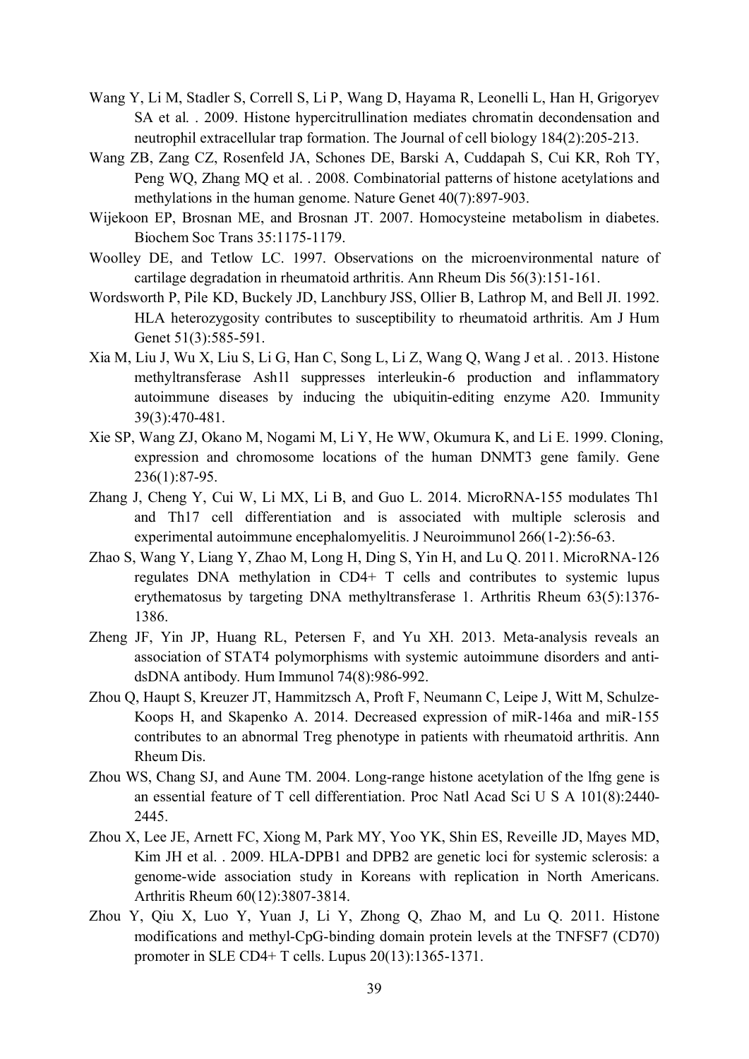Wang Y, Li M, Stadler S, Correll S, Li P, Wang D, Hayama R, Leonelli L, Han H, Grigoryev SA et al. . 2009. Histone hypercitrullination mediates chromatin decondensation and neutrophil extracellular trap formation. The Journal of cell biology 184(2):205-213.

Wang ZB, Zang CZ, Rosenfeld JA, Schones DE, Barski A, Cuddapah S, Cui KR, Roh TY, Peng WQ, Zhang MQ et al. . 2008. Combinatorial patterns of histone acetylations and methylations in the human genome. Nature Genet 40(7):897-903.

Wijekoon EP, Brosnan ME, and Brosnan JT. 2007. Homocysteine metabolism in diabetes. Biochem Soc Trans 35:1175-1179.

Woolley DE, and Tetlow LC. 1997. Observations on the microenvironmental nature of cartilage degradation in rheumatoid arthritis. Ann Rheum Dis 56(3):151-161.

Wordsworth P, Pile KD, Buckely JD, Lanchbury JSS, Ollier B, Lathrop M, and Bell JI. 1992. HLA heterozygosity contributes to susceptibility to rheumatoid arthritis. Am J Hum Genet 51(3):585-591.

Xia M, Liu J, Wu X, Liu S, Li G, Han C, Song L, Li Z, Wang Q, Wang J et al. . 2013. Histone methyltransferase Ash1l suppresses interleukin-6 production and inflammatory autoimmune diseases by inducing the ubiquitin-editing enzyme A20. Immunity 39(3):470-481.

Xie SP, Wang ZJ, Okano M, Nogami M, Li Y, He WW, Okumura K, and Li E. 1999. Cloning, expression and chromosome locations of the human DNMT3 gene family. Gene 236(1):87-95.

Zhang J, Cheng Y, Cui W, Li MX, Li B, and Guo L. 2014. MicroRNA-155 modulates Th1 and Th17 cell differentiation and is associated with multiple sclerosis and experimental autoimmune encephalomyelitis. J Neuroimmunol 266(1-2):56-63.

Zhao S, Wang Y, Liang Y, Zhao M, Long H, Ding S, Yin H, and Lu Q. 2011. MicroRNA-126 regulates DNA methylation in CD4+ T cells and contributes to systemic lupus erythematosus by targeting DNA methyltransferase 1. Arthritis Rheum 63(5):1376-1386.

Zheng JF, Yin JP, Huang RL, Petersen F, and Yu XH. 2013. Meta-analysis reveals an association of STAT4 polymorphisms with systemic autoimmune disorders and anti-dsDNA antibody. Hum Immunol 74(8):986-992.

Zhou Q, Haupt S, Kreuzer JT, Hammitzsch A, Proft F, Neumann C, Leipe J, Witt M, Schulze-Koops H, and Skapenko A. 2014. Decreased expression of miR-146a and miR-155 contributes to an abnormal Treg phenotype in patients with rheumatoid arthritis. Ann Rheum Dis.

Zhou WS, Chang SJ, and Aune TM. 2004. Long-range histone acetylation of the lfng gene is an essential feature of T cell differentiation. Proc Natl Acad Sci U S A 101(8):2440-2445.

Zhou X, Lee JE, Arnett FC, Xiong M, Park MY, Yoo YK, Shin ES, Reveille JD, Mayes MD, Kim JH et al. . 2009. HLA-DPB1 and DPB2 are genetic loci for systemic sclerosis: a genome-wide association study in Koreans with replication in North Americans. Arthritis Rheum 60(12):3807-3814.

Zhou Y, Qiu X, Luo Y, Yuan J, Li Y, Zhong Q, Zhao M, and Lu Q. 2011. Histone modifications and methyl-CpG-binding domain protein levels at the TNFSF7 (CD70) promoter in SLE CD4+ T cells. Lupus 20(13):1365-1371.